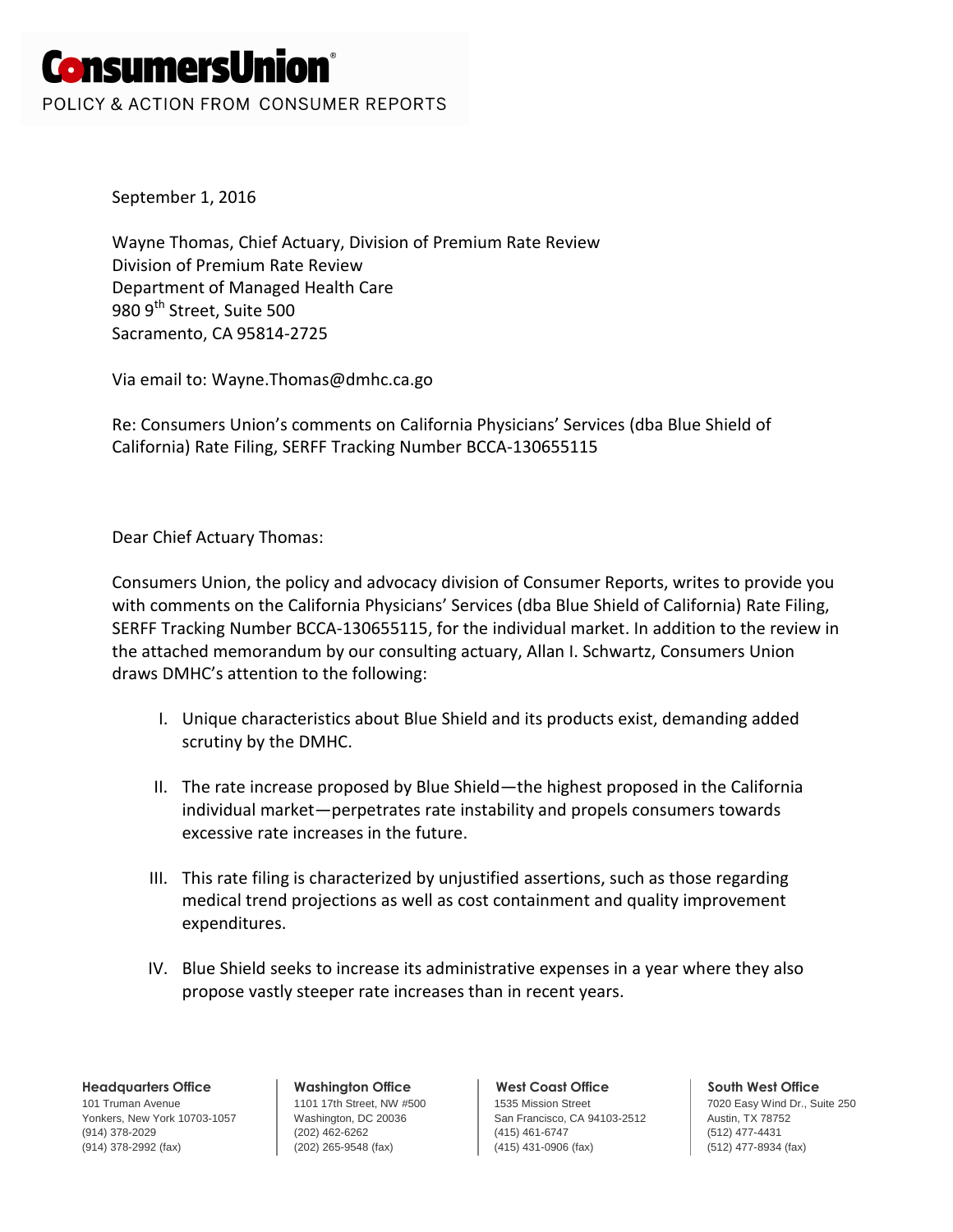# ConsumersUnion®

POLICY & ACTION FROM CONSUMER REPORTS

September 1, 2016

Wayne Thomas, Chief Actuary, Division of Premium Rate Review
Division of Premium Rate Review
Department of Managed Health Care
980 9th Street, Suite 500
Sacramento, CA 95814-2725

Via email to: Wayne.Thomas@dmhc.ca.go

Re: Consumers Union's comments on California Physicians' Services (dba Blue Shield of California) Rate Filing, SERFF Tracking Number BCCA-130655115

Dear Chief Actuary Thomas:

Consumers Union, the policy and advocacy division of Consumer Reports, writes to provide you with comments on the California Physicians' Services (dba Blue Shield of California) Rate Filing, SERFF Tracking Number BCCA-130655115, for the individual market. In addition to the review in the attached memorandum by our consulting actuary, Allan I. Schwartz, Consumers Union draws DMHC's attention to the following:

I. Unique characteristics about Blue Shield and its products exist, demanding added scrutiny by the DMHC.

II. The rate increase proposed by Blue Shield—the highest proposed in the California individual market—perpetrates rate instability and propels consumers towards excessive rate increases in the future.

III. This rate filing is characterized by unjustified assertions, such as those regarding medical trend projections as well as cost containment and quality improvement expenditures.

IV. Blue Shield seeks to increase its administrative expenses in a year where they also propose vastly steeper rate increases than in recent years.

**Headquarters Office**
101 Truman Avenue
Yonkers, New York 10703-1057
(914) 378-2029
(914) 378-2992 (fax)

**Washington Office**
1101 17th Street, NW #500
Washington, DC 20036
(202) 462-6262
(202) 265-9548 (fax)

**West Coast Office**
1535 Mission Street
San Francisco, CA 94103-2512
(415) 461-6747
(415) 431-0906 (fax)

**South West Office**
7020 Easy Wind Dr., Suite 250
Austin, TX 78752
(512) 477-4431
(512) 477-8934 (fax)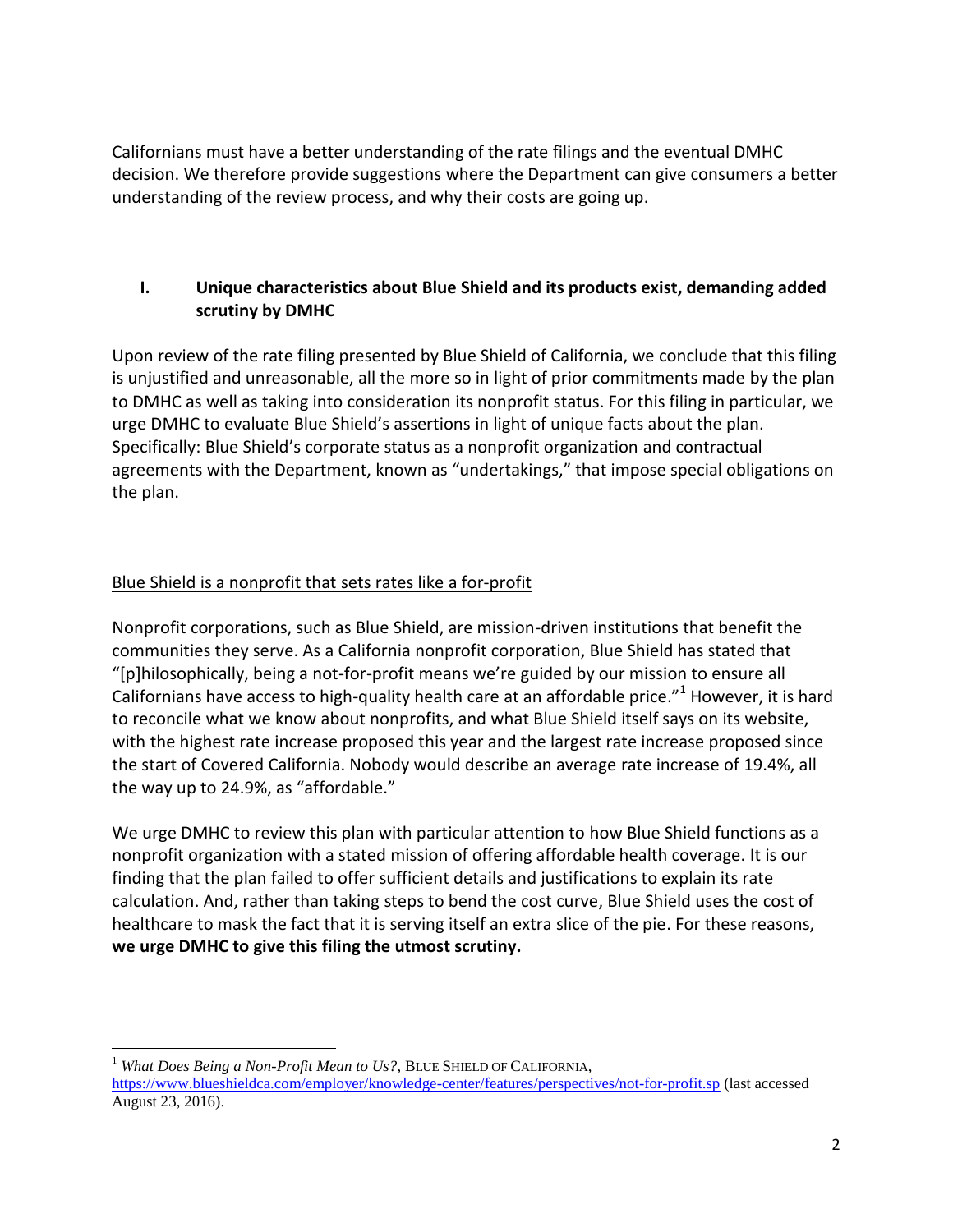Californians must have a better understanding of the rate filings and the eventual DMHC decision. We therefore provide suggestions where the Department can give consumers a better understanding of the review process, and why their costs are going up.

## I. Unique characteristics about Blue Shield and its products exist, demanding added scrutiny by DMHC

Upon review of the rate filing presented by Blue Shield of California, we conclude that this filing is unjustified and unreasonable, all the more so in light of prior commitments made by the plan to DMHC as well as taking into consideration its nonprofit status. For this filing in particular, we urge DMHC to evaluate Blue Shield's assertions in light of unique facts about the plan. Specifically: Blue Shield's corporate status as a nonprofit organization and contractual agreements with the Department, known as "undertakings," that impose special obligations on the plan.

<u>Blue Shield is a nonprofit that sets rates like a for-profit</u>

Nonprofit corporations, such as Blue Shield, are mission-driven institutions that benefit the communities they serve. As a California nonprofit corporation, Blue Shield has stated that "[p]hilosophically, being a not-for-profit means we're guided by our mission to ensure all Californians have access to high-quality health care at an affordable price."[1] However, it is hard to reconcile what we know about nonprofits, and what Blue Shield itself says on its website, with the highest rate increase proposed this year and the largest rate increase proposed since the start of Covered California. Nobody would describe an average rate increase of 19.4%, all the way up to 24.9%, as "affordable."

We urge DMHC to review this plan with particular attention to how Blue Shield functions as a nonprofit organization with a stated mission of offering affordable health coverage. It is our finding that the plan failed to offer sufficient details and justifications to explain its rate calculation. And, rather than taking steps to bend the cost curve, Blue Shield uses the cost of healthcare to mask the fact that it is serving itself an extra slice of the pie. For these reasons, **we urge DMHC to give this filing the utmost scrutiny.**

---

[1] *What Does Being a Non-Profit Mean to Us?*, BLUE SHIELD OF CALIFORNIA, https://www.blueshieldca.com/employer/knowledge-center/features/perspectives/not-for-profit.sp (last accessed August 23, 2016).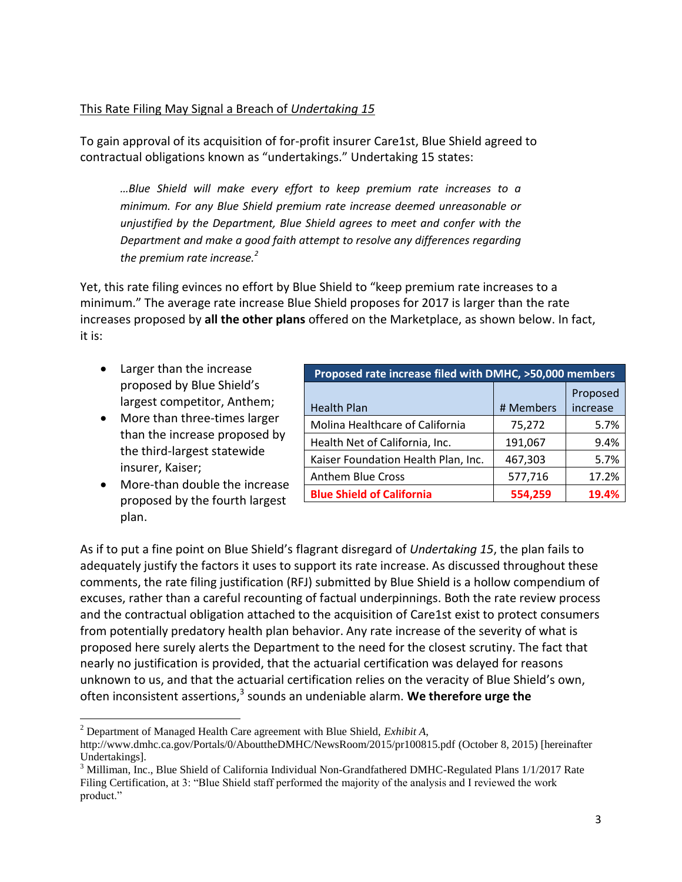This Rate Filing May Signal a Breach of *Undertaking 15*

To gain approval of its acquisition of for-profit insurer Care1st, Blue Shield agreed to contractual obligations known as "undertakings." Undertaking 15 states:

> *…Blue Shield will make every effort to keep premium rate increases to a minimum. For any Blue Shield premium rate increase deemed unreasonable or unjustified by the Department, Blue Shield agrees to meet and confer with the Department and make a good faith attempt to resolve any differences regarding the premium rate increase.*[2]

Yet, this rate filing evinces no effort by Blue Shield to "keep premium rate increases to a minimum." The average rate increase Blue Shield proposes for 2017 is larger than the rate increases proposed by **all the other plans** offered on the Marketplace, as shown below. In fact, it is:

- Larger than the increase proposed by Blue Shield's largest competitor, Anthem;
- More than three-times larger than the increase proposed by the third-largest statewide insurer, Kaiser;
- More-than double the increase proposed by the fourth largest plan.

| Proposed rate increase filed with DMHC, >50,000 members | | |
|---|---|---|
| Health Plan | # Members | Proposed increase |
| Molina Healthcare of California | 75,272 | 5.7% |
| Health Net of California, Inc. | 191,067 | 9.4% |
| Kaiser Foundation Health Plan, Inc. | 467,303 | 5.7% |
| Anthem Blue Cross | 577,716 | 17.2% |
| **Blue Shield of California** | **554,259** | **19.4%** |

As if to put a fine point on Blue Shield's flagrant disregard of *Undertaking 15*, the plan fails to adequately justify the factors it uses to support its rate increase. As discussed throughout these comments, the rate filing justification (RFJ) submitted by Blue Shield is a hollow compendium of excuses, rather than a careful recounting of factual underpinnings. Both the rate review process and the contractual obligation attached to the acquisition of Care1st exist to protect consumers from potentially predatory health plan behavior. Any rate increase of the severity of what is proposed here surely alerts the Department to the need for the closest scrutiny. The fact that nearly no justification is provided, that the actuarial certification was delayed for reasons unknown to us, and that the actuarial certification relies on the veracity of Blue Shield's own, often inconsistent assertions,[3] sounds an undeniable alarm. **We therefore urge the**

---

[2] Department of Managed Health Care agreement with Blue Shield, *Exhibit A*, http://www.dmhc.ca.gov/Portals/0/AbouttheDMHC/NewsRoom/2015/pr100815.pdf (October 8, 2015) [hereinafter Undertakings].

[3] Milliman, Inc., Blue Shield of California Individual Non-Grandfathered DMHC-Regulated Plans 1/1/2017 Rate Filing Certification, at 3: "Blue Shield staff performed the majority of the analysis and I reviewed the work product."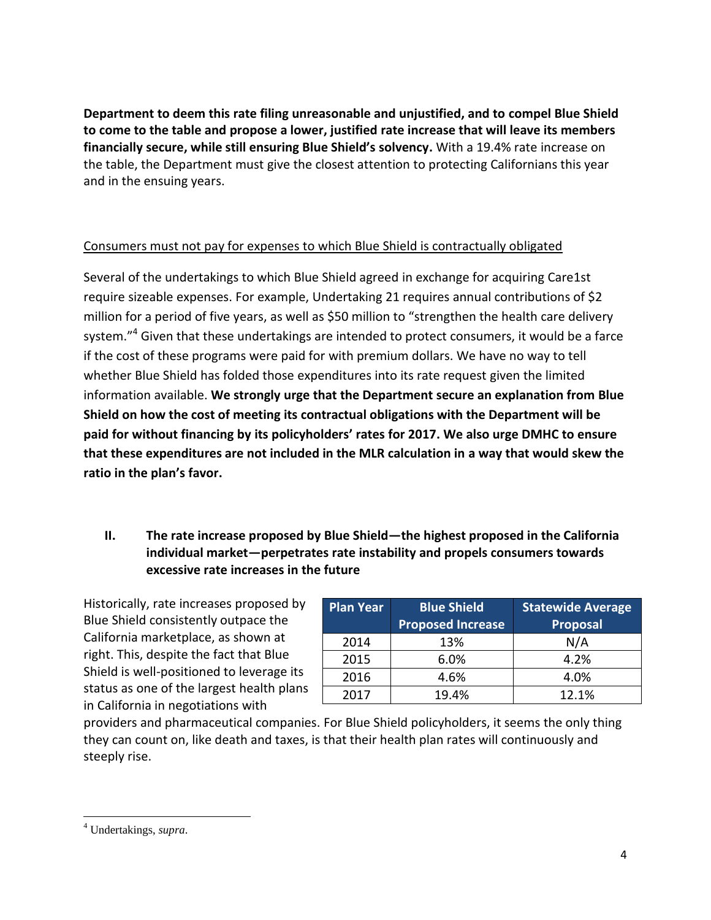**Department to deem this rate filing unreasonable and unjustified, and to compel Blue Shield to come to the table and propose a lower, justified rate increase that will leave its members financially secure, while still ensuring Blue Shield's solvency.** With a 19.4% rate increase on the table, the Department must give the closest attention to protecting Californians this year and in the ensuing years.

<u>Consumers must not pay for expenses to which Blue Shield is contractually obligated</u>

Several of the undertakings to which Blue Shield agreed in exchange for acquiring Care1st require sizeable expenses. For example, Undertaking 21 requires annual contributions of $2 million for a period of five years, as well as $50 million to "strengthen the health care delivery system."[4] Given that these undertakings are intended to protect consumers, it would be a farce if the cost of these programs were paid for with premium dollars. We have no way to tell whether Blue Shield has folded those expenditures into its rate request given the limited information available. **We strongly urge that the Department secure an explanation from Blue Shield on how the cost of meeting its contractual obligations with the Department will be paid for without financing by its policyholders' rates for 2017. We also urge DMHC to ensure that these expenditures are not included in the MLR calculation in a way that would skew the ratio in the plan's favor.**

## II. The rate increase proposed by Blue Shield—the highest proposed in the California individual market—perpetrates rate instability and propels consumers towards excessive rate increases in the future

Historically, rate increases proposed by Blue Shield consistently outpace the California marketplace, as shown at right. This, despite the fact that Blue Shield is well-positioned to leverage its status as one of the largest health plans in California in negotiations with providers and pharmaceutical companies. For Blue Shield policyholders, it seems the only thing they can count on, like death and taxes, is that their health plan rates will continuously and steeply rise.

| Plan Year | Blue Shield Proposed Increase | Statewide Average Proposal |
|---|---|---|
| 2014 | 13% | N/A |
| 2015 | 6.0% | 4.2% |
| 2016 | 4.6% | 4.0% |
| 2017 | 19.4% | 12.1% |

[4] Undertakings, *supra*.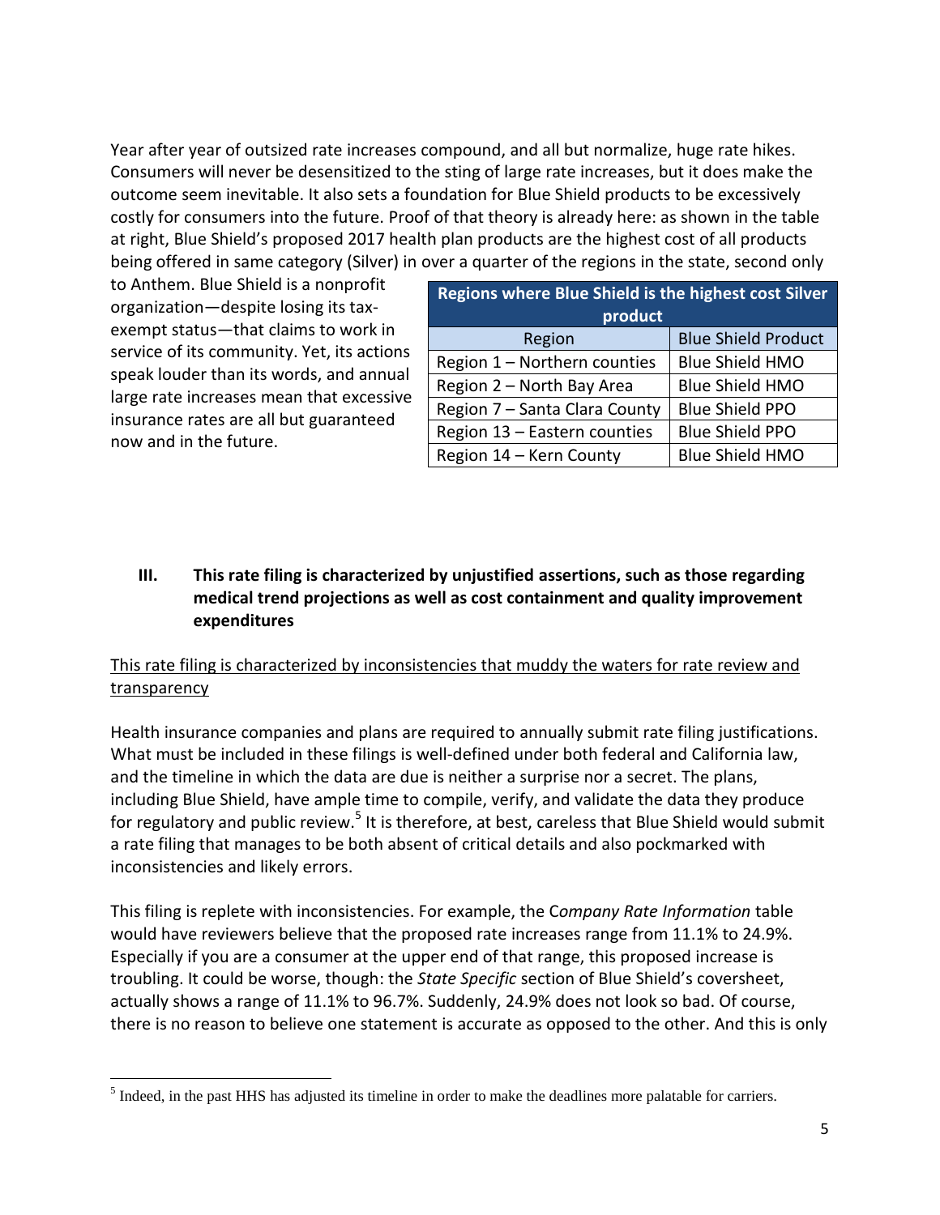Year after year of outsized rate increases compound, and all but normalize, huge rate hikes. Consumers will never be desensitized to the sting of large rate increases, but it does make the outcome seem inevitable. It also sets a foundation for Blue Shield products to be excessively costly for consumers into the future. Proof of that theory is already here: as shown in the table at right, Blue Shield's proposed 2017 health plan products are the highest cost of all products being offered in same category (Silver) in over a quarter of the regions in the state, second only to Anthem. Blue Shield is a nonprofit organization—despite losing its tax-exempt status—that claims to work in service of its community. Yet, its actions speak louder than its words, and annual large rate increases mean that excessive insurance rates are all but guaranteed now and in the future.

| Regions where Blue Shield is the highest cost Silver product | |
|---|---|
| Region | Blue Shield Product |
| Region 1 – Northern counties | Blue Shield HMO |
| Region 2 – North Bay Area | Blue Shield HMO |
| Region 7 – Santa Clara County | Blue Shield PPO |
| Region 13 – Eastern counties | Blue Shield PPO |
| Region 14 – Kern County | Blue Shield HMO |

## III. This rate filing is characterized by unjustified assertions, such as those regarding medical trend projections as well as cost containment and quality improvement expenditures

This rate filing is characterized by inconsistencies that muddy the waters for rate review and transparency

Health insurance companies and plans are required to annually submit rate filing justifications. What must be included in these filings is well-defined under both federal and California law, and the timeline in which the data are due is neither a surprise nor a secret. The plans, including Blue Shield, have ample time to compile, verify, and validate the data they produce for regulatory and public review.[5] It is therefore, at best, careless that Blue Shield would submit a rate filing that manages to be both absent of critical details and also pockmarked with inconsistencies and likely errors.

This filing is replete with inconsistencies. For example, the C*ompany Rate Information* table would have reviewers believe that the proposed rate increases range from 11.1% to 24.9%. Especially if you are a consumer at the upper end of that range, this proposed increase is troubling. It could be worse, though: the *State Specific* section of Blue Shield's coversheet, actually shows a range of 11.1% to 96.7%. Suddenly, 24.9% does not look so bad. Of course, there is no reason to believe one statement is accurate as opposed to the other. And this is only

[5] Indeed, in the past HHS has adjusted its timeline in order to make the deadlines more palatable for carriers.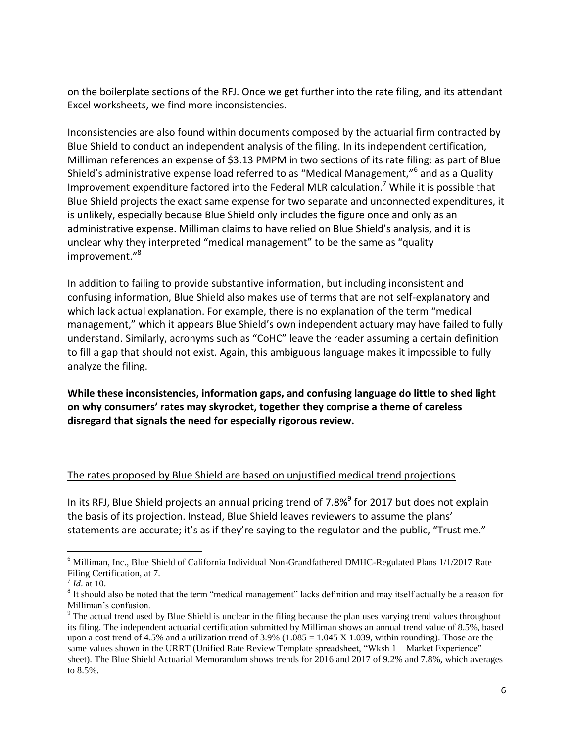on the boilerplate sections of the RFJ. Once we get further into the rate filing, and its attendant Excel worksheets, we find more inconsistencies.

Inconsistencies are also found within documents composed by the actuarial firm contracted by Blue Shield to conduct an independent analysis of the filing. In its independent certification, Milliman references an expense of \$3.13 PMPM in two sections of its rate filing: as part of Blue Shield's administrative expense load referred to as "Medical Management,"[6] and as a Quality Improvement expenditure factored into the Federal MLR calculation.[7] While it is possible that Blue Shield projects the exact same expense for two separate and unconnected expenditures, it is unlikely, especially because Blue Shield only includes the figure once and only as an administrative expense. Milliman claims to have relied on Blue Shield's analysis, and it is unclear why they interpreted "medical management" to be the same as "quality improvement."[8]

In addition to failing to provide substantive information, but including inconsistent and confusing information, Blue Shield also makes use of terms that are not self-explanatory and which lack actual explanation. For example, there is no explanation of the term "medical management," which it appears Blue Shield's own independent actuary may have failed to fully understand. Similarly, acronyms such as "CoHC" leave the reader assuming a certain definition to fill a gap that should not exist. Again, this ambiguous language makes it impossible to fully analyze the filing.

**While these inconsistencies, information gaps, and confusing language do little to shed light on why consumers' rates may skyrocket, together they comprise a theme of careless disregard that signals the need for especially rigorous review.**

<u>The rates proposed by Blue Shield are based on unjustified medical trend projections</u>

In its RFJ, Blue Shield projects an annual pricing trend of 7.8%[9] for 2017 but does not explain the basis of its projection. Instead, Blue Shield leaves reviewers to assume the plans' statements are accurate; it's as if they're saying to the regulator and the public, "Trust me."

---

[6] Milliman, Inc., Blue Shield of California Individual Non-Grandfathered DMHC-Regulated Plans 1/1/2017 Rate Filing Certification, at 7.

[7] *Id*. at 10.

[8] It should also be noted that the term "medical management" lacks definition and may itself actually be a reason for Milliman's confusion.

[9] The actual trend used by Blue Shield is unclear in the filing because the plan uses varying trend values throughout its filing. The independent actuarial certification submitted by Milliman shows an annual trend value of 8.5%, based upon a cost trend of 4.5% and a utilization trend of 3.9% ($1.085 = 1.045 \times 1.039$, within rounding). Those are the same values shown in the URRT (Unified Rate Review Template spreadsheet, "Wksh 1 – Market Experience" sheet). The Blue Shield Actuarial Memorandum shows trends for 2016 and 2017 of 9.2% and 7.8%, which averages to 8.5%.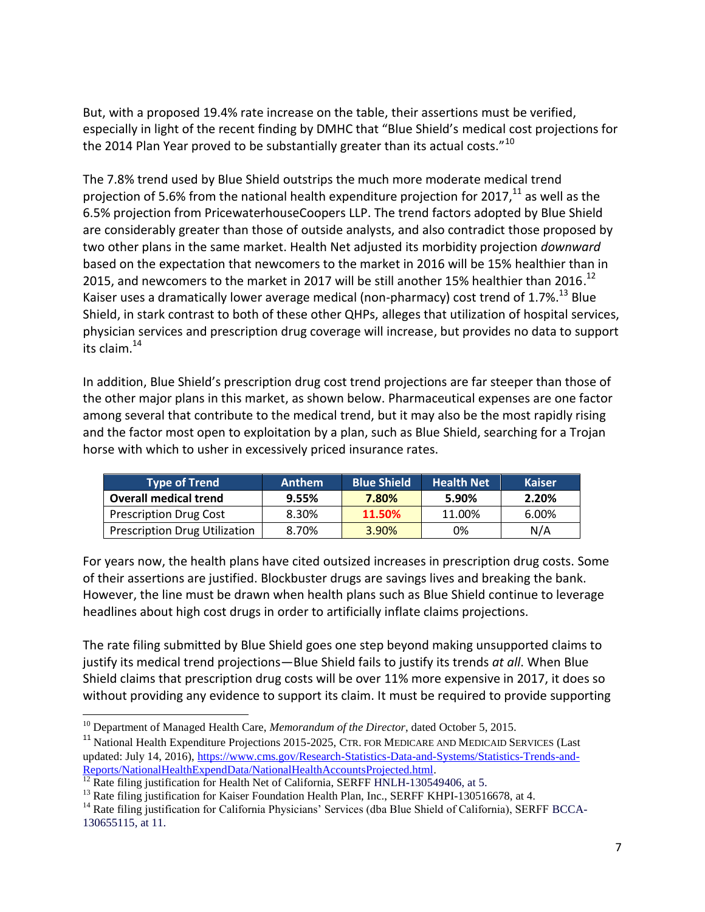But, with a proposed 19.4% rate increase on the table, their assertions must be verified, especially in light of the recent finding by DMHC that "Blue Shield's medical cost projections for the 2014 Plan Year proved to be substantially greater than its actual costs."[10]

The 7.8% trend used by Blue Shield outstrips the much more moderate medical trend projection of 5.6% from the national health expenditure projection for 2017,[11] as well as the 6.5% projection from PricewaterhouseCoopers LLP. The trend factors adopted by Blue Shield are considerably greater than those of outside analysts, and also contradict those proposed by two other plans in the same market. Health Net adjusted its morbidity projection *downward* based on the expectation that newcomers to the market in 2016 will be 15% healthier than in 2015, and newcomers to the market in 2017 will be still another 15% healthier than 2016.[12] Kaiser uses a dramatically lower average medical (non-pharmacy) cost trend of 1.7%.[13] Blue Shield, in stark contrast to both of these other QHPs, alleges that utilization of hospital services, physician services and prescription drug coverage will increase, but provides no data to support its claim.[14]

In addition, Blue Shield's prescription drug cost trend projections are far steeper than those of the other major plans in this market, as shown below. Pharmaceutical expenses are one factor among several that contribute to the medical trend, but it may also be the most rapidly rising and the factor most open to exploitation by a plan, such as Blue Shield, searching for a Trojan horse with which to usher in excessively priced insurance rates.

| Type of Trend | Anthem | Blue Shield | Health Net | Kaiser |
|---|---|---|---|---|
| **Overall medical trend** | **9.55%** | **7.80%** | **5.90%** | **2.20%** |
| Prescription Drug Cost | 8.30% | **11.50%** | 11.00% | 6.00% |
| Prescription Drug Utilization | 8.70% | 3.90% | 0% | N/A |

For years now, the health plans have cited outsized increases in prescription drug costs. Some of their assertions are justified. Blockbuster drugs are savings lives and breaking the bank. However, the line must be drawn when health plans such as Blue Shield continue to leverage headlines about high cost drugs in order to artificially inflate claims projections.

The rate filing submitted by Blue Shield goes one step beyond making unsupported claims to justify its medical trend projections—Blue Shield fails to justify its trends *at all*. When Blue Shield claims that prescription drug costs will be over 11% more expensive in 2017, it does so without providing any evidence to support its claim. It must be required to provide supporting

---

[10] Department of Managed Health Care, *Memorandum of the Director*, dated October 5, 2015.

[11] National Health Expenditure Projections 2015-2025, Ctr. for Medicare and Medicaid Services (Last updated: July 14, 2016), https://www.cms.gov/Research-Statistics-Data-and-Systems/Statistics-Trends-and-Reports/NationalHealthExpendData/NationalHealthAccountsProjected.html.

[12] Rate filing justification for Health Net of California, SERFF HNLH-130549406, at 5.

[13] Rate filing justification for Kaiser Foundation Health Plan, Inc., SERFF KHPI-130516678, at 4.

[14] Rate filing justification for California Physicians' Services (dba Blue Shield of California), SERFF BCCA-130655115, at 11.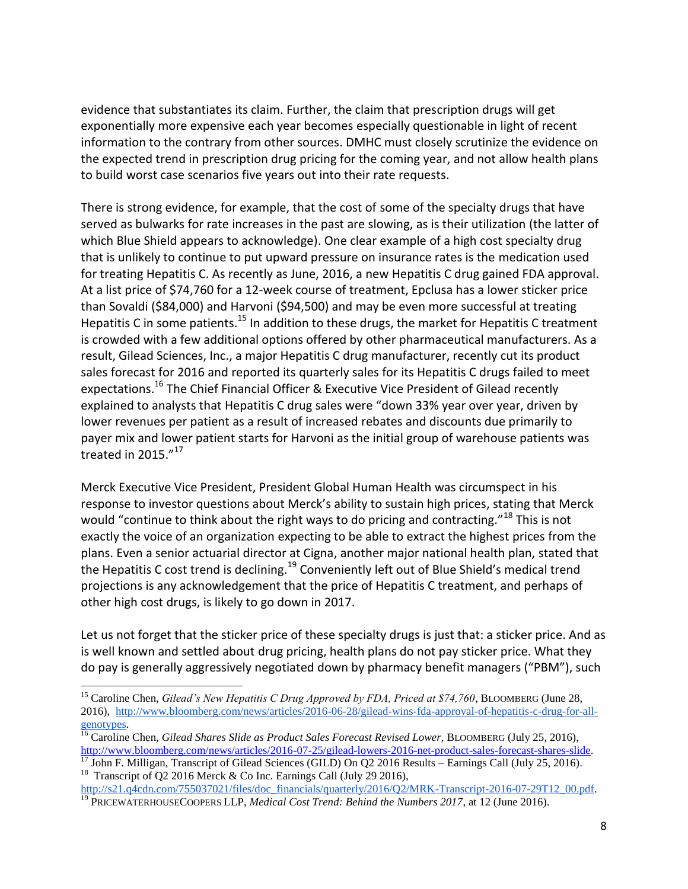evidence that substantiates its claim. Further, the claim that prescription drugs will get exponentially more expensive each year becomes especially questionable in light of recent information to the contrary from other sources. DMHC must closely scrutinize the evidence on the expected trend in prescription drug pricing for the coming year, and not allow health plans to build worst case scenarios five years out into their rate requests.

There is strong evidence, for example, that the cost of some of the specialty drugs that have served as bulwarks for rate increases in the past are slowing, as is their utilization (the latter of which Blue Shield appears to acknowledge). One clear example of a high cost specialty drug that is unlikely to continue to put upward pressure on insurance rates is the medication used for treating Hepatitis C. As recently as June, 2016, a new Hepatitis C drug gained FDA approval. At a list price of $74,760 for a 12-week course of treatment, Epclusa has a lower sticker price than Sovaldi ($84,000) and Harvoni ($94,500) and may be even more successful at treating Hepatitis C in some patients.[15] In addition to these drugs, the market for Hepatitis C treatment is crowded with a few additional options offered by other pharmaceutical manufacturers. As a result, Gilead Sciences, Inc., a major Hepatitis C drug manufacturer, recently cut its product sales forecast for 2016 and reported its quarterly sales for its Hepatitis C drugs failed to meet expectations.[16] The Chief Financial Officer & Executive Vice President of Gilead recently explained to analysts that Hepatitis C drug sales were "down 33% year over year, driven by lower revenues per patient as a result of increased rebates and discounts due primarily to payer mix and lower patient starts for Harvoni as the initial group of warehouse patients was treated in 2015."[17]

Merck Executive Vice President, President Global Human Health was circumspect in his response to investor questions about Merck's ability to sustain high prices, stating that Merck would "continue to think about the right ways to do pricing and contracting."[18] This is not exactly the voice of an organization expecting to be able to extract the highest prices from the plans. Even a senior actuarial director at Cigna, another major national health plan, stated that the Hepatitis C cost trend is declining.[19] Conveniently left out of Blue Shield's medical trend projections is any acknowledgement that the price of Hepatitis C treatment, and perhaps of other high cost drugs, is likely to go down in 2017.

Let us not forget that the sticker price of these specialty drugs is just that: a sticker price. And as is well known and settled about drug pricing, health plans do not pay sticker price. What they do pay is generally aggressively negotiated down by pharmacy benefit managers ("PBM"), such

---

[15] Caroline Chen, *Gilead's New Hepatitis C Drug Approved by FDA, Priced at $74,760*, BLOOMBERG (June 28, 2016), http://www.bloomberg.com/news/articles/2016-06-28/gilead-wins-fda-approval-of-hepatitis-c-drug-for-all-genotypes.

[16] Caroline Chen, *Gilead Shares Slide as Product Sales Forecast Revised Lower*, BLOOMBERG (July 25, 2016), http://www.bloomberg.com/news/articles/2016-07-25/gilead-lowers-2016-net-product-sales-forecast-shares-slide.

[17] John F. Milligan, Transcript of Gilead Sciences (GILD) On Q2 2016 Results – Earnings Call (July 25, 2016).

[18] Transcript of Q2 2016 Merck & Co Inc. Earnings Call (July 29 2016), http://s21.q4cdn.com/755037021/files/doc_financials/quarterly/2016/Q2/MRK-Transcript-2016-07-29T12_00.pdf.

[19] PRICEWATERHOUSECOOPERS LLP, *Medical Cost Trend: Behind the Numbers 2017*, at 12 (June 2016).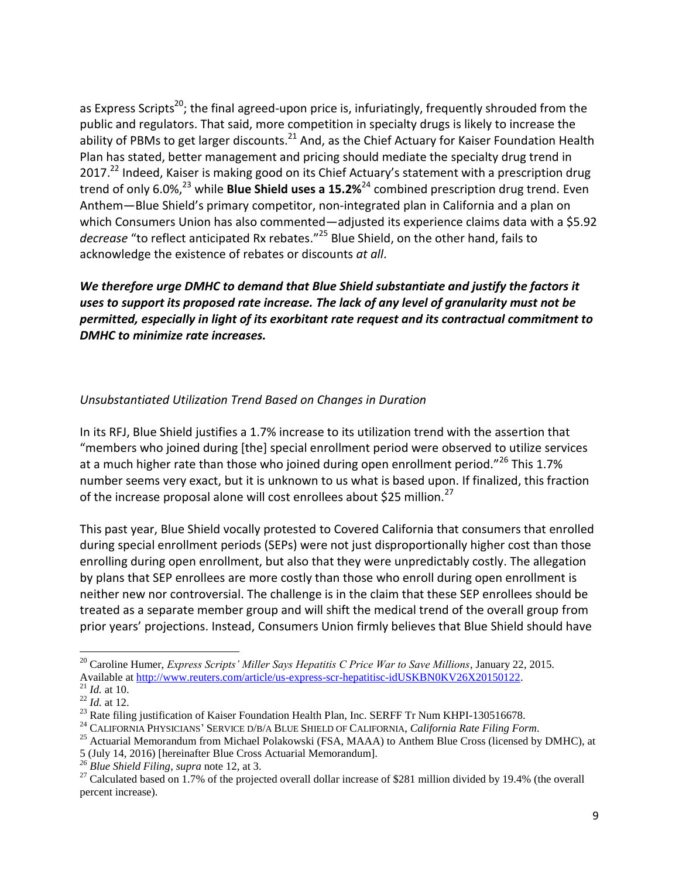as Express Scripts[20]; the final agreed-upon price is, infuriatingly, frequently shrouded from the public and regulators. That said, more competition in specialty drugs is likely to increase the ability of PBMs to get larger discounts.[21] And, as the Chief Actuary for Kaiser Foundation Health Plan has stated, better management and pricing should mediate the specialty drug trend in 2017.[22] Indeed, Kaiser is making good on its Chief Actuary's statement with a prescription drug trend of only 6.0%,[23] while **Blue Shield uses a 15.2%**[24] combined prescription drug trend. Even Anthem—Blue Shield's primary competitor, non-integrated plan in California and a plan on which Consumers Union has also commented—adjusted its experience claims data with a $5.92 *decrease* "to reflect anticipated Rx rebates."[25] Blue Shield, on the other hand, fails to acknowledge the existence of rebates or discounts *at all*.

***We therefore urge DMHC to demand that Blue Shield substantiate and justify the factors it uses to support its proposed rate increase. The lack of any level of granularity must not be permitted, especially in light of its exorbitant rate request and its contractual commitment to DMHC to minimize rate increases.***

*Unsubstantiated Utilization Trend Based on Changes in Duration*

In its RFJ, Blue Shield justifies a 1.7% increase to its utilization trend with the assertion that "members who joined during [the] special enrollment period were observed to utilize services at a much higher rate than those who joined during open enrollment period."[26] This 1.7% number seems very exact, but it is unknown to us what is based upon. If finalized, this fraction of the increase proposal alone will cost enrollees about $25 million.[27]

This past year, Blue Shield vocally protested to Covered California that consumers that enrolled during special enrollment periods (SEPs) were not just disproportionally higher cost than those enrolling during open enrollment, but also that they were unpredictably costly. The allegation by plans that SEP enrollees are more costly than those who enroll during open enrollment is neither new nor controversial. The challenge is in the claim that these SEP enrollees should be treated as a separate member group and will shift the medical trend of the overall group from prior years' projections. Instead, Consumers Union firmly believes that Blue Shield should have

---

[20] Caroline Humer, *Express Scripts' Miller Says Hepatitis C Price War to Save Millions*, January 22, 2015. Available at http://www.reuters.com/article/us-express-scr-hepatitisc-idUSKBN0KV26X20150122.

[21] *Id.* at 10.

[22] *Id.* at 12.

[23] Rate filing justification of Kaiser Foundation Health Plan, Inc. SERFF Tr Num KHPI-130516678.

[24] CALIFORNIA PHYSICIANS' SERVICE D/B/A BLUE SHIELD OF CALIFORNIA, *California Rate Filing Form*.

[25] Actuarial Memorandum from Michael Polakowski (FSA, MAAA) to Anthem Blue Cross (licensed by DMHC), at 5 (July 14, 2016) [hereinafter Blue Cross Actuarial Memorandum].

[26] *Blue Shield Filing*, *supra* note 12, at 3.

[27] Calculated based on 1.7% of the projected overall dollar increase of $281 million divided by 19.4% (the overall percent increase).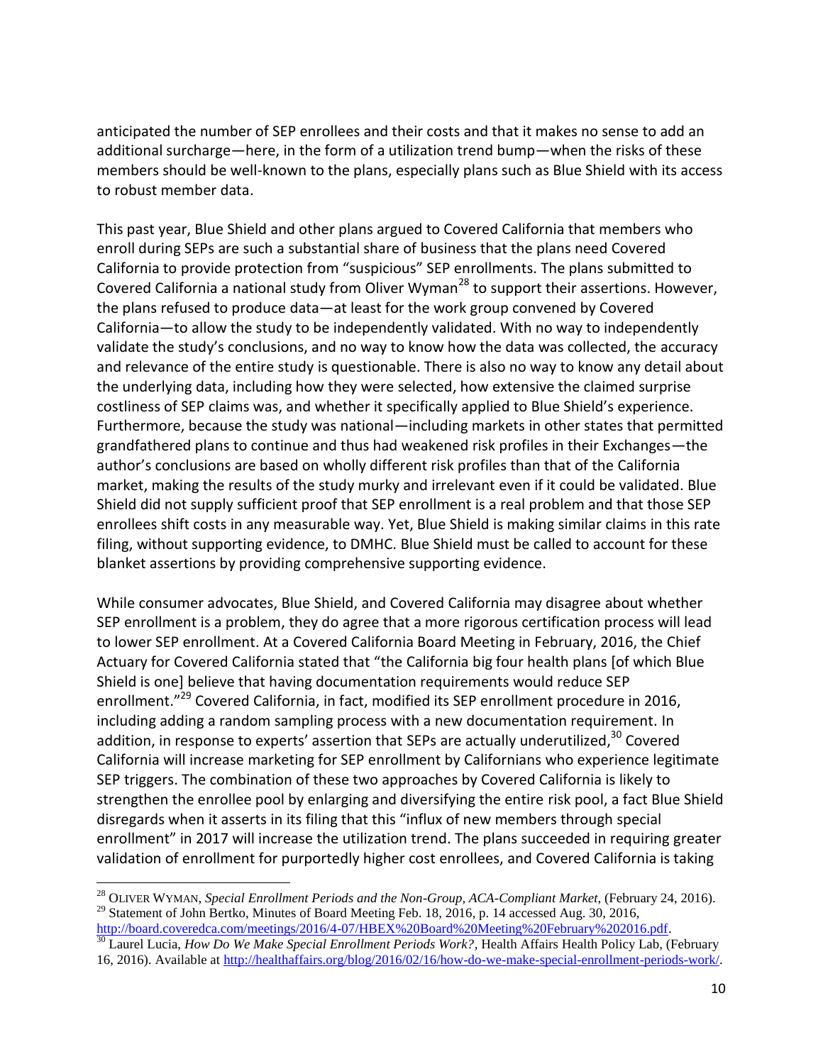anticipated the number of SEP enrollees and their costs and that it makes no sense to add an additional surcharge—here, in the form of a utilization trend bump—when the risks of these members should be well-known to the plans, especially plans such as Blue Shield with its access to robust member data.

This past year, Blue Shield and other plans argued to Covered California that members who enroll during SEPs are such a substantial share of business that the plans need Covered California to provide protection from "suspicious" SEP enrollments. The plans submitted to Covered California a national study from Oliver Wyman[28] to support their assertions. However, the plans refused to produce data—at least for the work group convened by Covered California—to allow the study to be independently validated. With no way to independently validate the study's conclusions, and no way to know how the data was collected, the accuracy and relevance of the entire study is questionable. There is also no way to know any detail about the underlying data, including how they were selected, how extensive the claimed surprise costliness of SEP claims was, and whether it specifically applied to Blue Shield's experience. Furthermore, because the study was national—including markets in other states that permitted grandfathered plans to continue and thus had weakened risk profiles in their Exchanges—the author's conclusions are based on wholly different risk profiles than that of the California market, making the results of the study murky and irrelevant even if it could be validated. Blue Shield did not supply sufficient proof that SEP enrollment is a real problem and that those SEP enrollees shift costs in any measurable way. Yet, Blue Shield is making similar claims in this rate filing, without supporting evidence, to DMHC. Blue Shield must be called to account for these blanket assertions by providing comprehensive supporting evidence.

While consumer advocates, Blue Shield, and Covered California may disagree about whether SEP enrollment is a problem, they do agree that a more rigorous certification process will lead to lower SEP enrollment. At a Covered California Board Meeting in February, 2016, the Chief Actuary for Covered California stated that "the California big four health plans [of which Blue Shield is one] believe that having documentation requirements would reduce SEP enrollment."[29] Covered California, in fact, modified its SEP enrollment procedure in 2016, including adding a random sampling process with a new documentation requirement. In addition, in response to experts' assertion that SEPs are actually underutilized,[30] Covered California will increase marketing for SEP enrollment by Californians who experience legitimate SEP triggers. The combination of these two approaches by Covered California is likely to strengthen the enrollee pool by enlarging and diversifying the entire risk pool, a fact Blue Shield disregards when it asserts in its filing that this "influx of new members through special enrollment" in 2017 will increase the utilization trend. The plans succeeded in requiring greater validation of enrollment for purportedly higher cost enrollees, and Covered California is taking

---

[28] OLIVER WYMAN, *Special Enrollment Periods and the Non-Group, ACA-Compliant Market*, (February 24, 2016).

[29] Statement of John Bertko, Minutes of Board Meeting Feb. 18, 2016, p. 14 accessed Aug. 30, 2016, http://board.coveredca.com/meetings/2016/4-07/HBEX%20Board%20Meeting%20February%202016.pdf.

[30] Laurel Lucia, *How Do We Make Special Enrollment Periods Work?*, Health Affairs Health Policy Lab, (February 16, 2016). Available at http://healthaffairs.org/blog/2016/02/16/how-do-we-make-special-enrollment-periods-work/.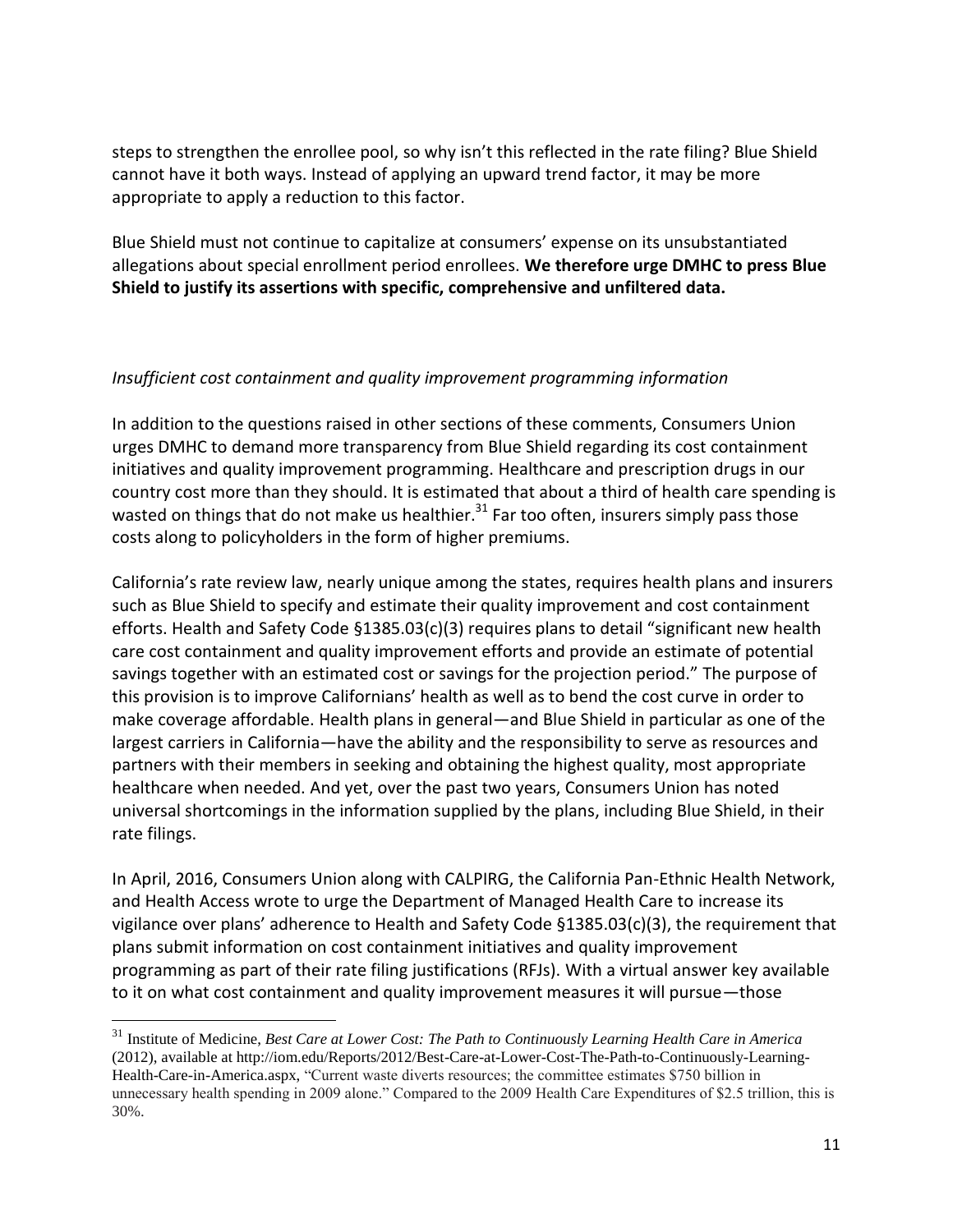steps to strengthen the enrollee pool, so why isn't this reflected in the rate filing? Blue Shield cannot have it both ways. Instead of applying an upward trend factor, it may be more appropriate to apply a reduction to this factor.

Blue Shield must not continue to capitalize at consumers' expense on its unsubstantiated allegations about special enrollment period enrollees. **We therefore urge DMHC to press Blue Shield to justify its assertions with specific, comprehensive and unfiltered data.**

*Insufficient cost containment and quality improvement programming information*

In addition to the questions raised in other sections of these comments, Consumers Union urges DMHC to demand more transparency from Blue Shield regarding its cost containment initiatives and quality improvement programming. Healthcare and prescription drugs in our country cost more than they should. It is estimated that about a third of health care spending is wasted on things that do not make us healthier.[31] Far too often, insurers simply pass those costs along to policyholders in the form of higher premiums.

California's rate review law, nearly unique among the states, requires health plans and insurers such as Blue Shield to specify and estimate their quality improvement and cost containment efforts. Health and Safety Code §1385.03(c)(3) requires plans to detail "significant new health care cost containment and quality improvement efforts and provide an estimate of potential savings together with an estimated cost or savings for the projection period." The purpose of this provision is to improve Californians' health as well as to bend the cost curve in order to make coverage affordable. Health plans in general—and Blue Shield in particular as one of the largest carriers in California—have the ability and the responsibility to serve as resources and partners with their members in seeking and obtaining the highest quality, most appropriate healthcare when needed. And yet, over the past two years, Consumers Union has noted universal shortcomings in the information supplied by the plans, including Blue Shield, in their rate filings.

In April, 2016, Consumers Union along with CALPIRG, the California Pan-Ethnic Health Network, and Health Access wrote to urge the Department of Managed Health Care to increase its vigilance over plans' adherence to Health and Safety Code §1385.03(c)(3), the requirement that plans submit information on cost containment initiatives and quality improvement programming as part of their rate filing justifications (RFJs). With a virtual answer key available to it on what cost containment and quality improvement measures it will pursue—those

---

[31] Institute of Medicine, *Best Care at Lower Cost: The Path to Continuously Learning Health Care in America* (2012), available at http://iom.edu/Reports/2012/Best-Care-at-Lower-Cost-The-Path-to-Continuously-Learning-Health-Care-in-America.aspx, "Current waste diverts resources; the committee estimates $750 billion in unnecessary health spending in 2009 alone." Compared to the 2009 Health Care Expenditures of $2.5 trillion, this is 30%.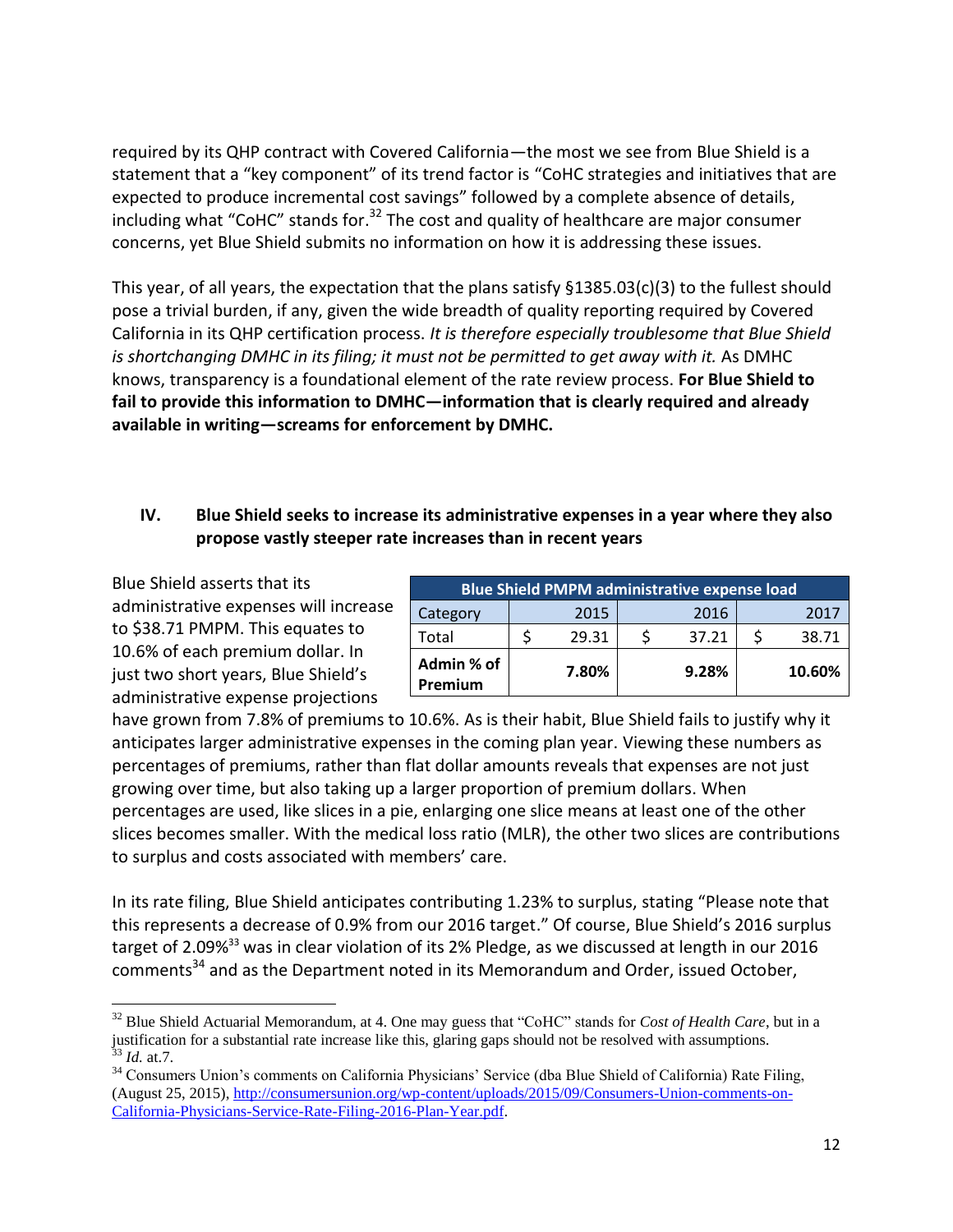required by its QHP contract with Covered California—the most we see from Blue Shield is a statement that a "key component" of its trend factor is "CoHC strategies and initiatives that are expected to produce incremental cost savings" followed by a complete absence of details, including what "CoHC" stands for.[32] The cost and quality of healthcare are major consumer concerns, yet Blue Shield submits no information on how it is addressing these issues.

This year, of all years, the expectation that the plans satisfy §1385.03(c)(3) to the fullest should pose a trivial burden, if any, given the wide breadth of quality reporting required by Covered California in its QHP certification process. *It is therefore especially troublesome that Blue Shield is shortchanging DMHC in its filing; it must not be permitted to get away with it.* As DMHC knows, transparency is a foundational element of the rate review process. **For Blue Shield to fail to provide this information to DMHC—information that is clearly required and already available in writing—screams for enforcement by DMHC.**

## IV. Blue Shield seeks to increase its administrative expenses in a year where they also propose vastly steeper rate increases than in recent years

Blue Shield asserts that its administrative expenses will increase to $38.71 PMPM. This equates to 10.6% of each premium dollar. In just two short years, Blue Shield's administrative expense projections have grown from 7.8% of premiums to 10.6%. As is their habit, Blue Shield fails to justify why it anticipates larger administrative expenses in the coming plan year. Viewing these numbers as percentages of premiums, rather than flat dollar amounts reveals that expenses are not just growing over time, but also taking up a larger proportion of premium dollars. When percentages are used, like slices in a pie, enlarging one slice means at least one of the other slices becomes smaller. With the medical loss ratio (MLR), the other two slices are contributions to surplus and costs associated with members' care.

| **Blue Shield PMPM administrative expense load** | | | |
|---|---|---|---|
| Category | 2015 | 2016 | 2017 |
| Total | $ 29.31 | $ 37.21 | $ 38.71 |
| **Admin % of Premium** | **7.80%** | **9.28%** | **10.60%** |

In its rate filing, Blue Shield anticipates contributing 1.23% to surplus, stating "Please note that this represents a decrease of 0.9% from our 2016 target." Of course, Blue Shield's 2016 surplus target of 2.09%[33] was in clear violation of its 2% Pledge, as we discussed at length in our 2016 comments[34] and as the Department noted in its Memorandum and Order, issued October,

---

[32] Blue Shield Actuarial Memorandum, at 4. One may guess that "CoHC" stands for *Cost of Health Care*, but in a justification for a substantial rate increase like this, glaring gaps should not be resolved with assumptions.

[33] *Id.* at.7.

[34] Consumers Union's comments on California Physicians' Service (dba Blue Shield of California) Rate Filing, (August 25, 2015), http://consumersunion.org/wp-content/uploads/2015/09/Consumers-Union-comments-on-California-Physicians-Service-Rate-Filing-2016-Plan-Year.pdf.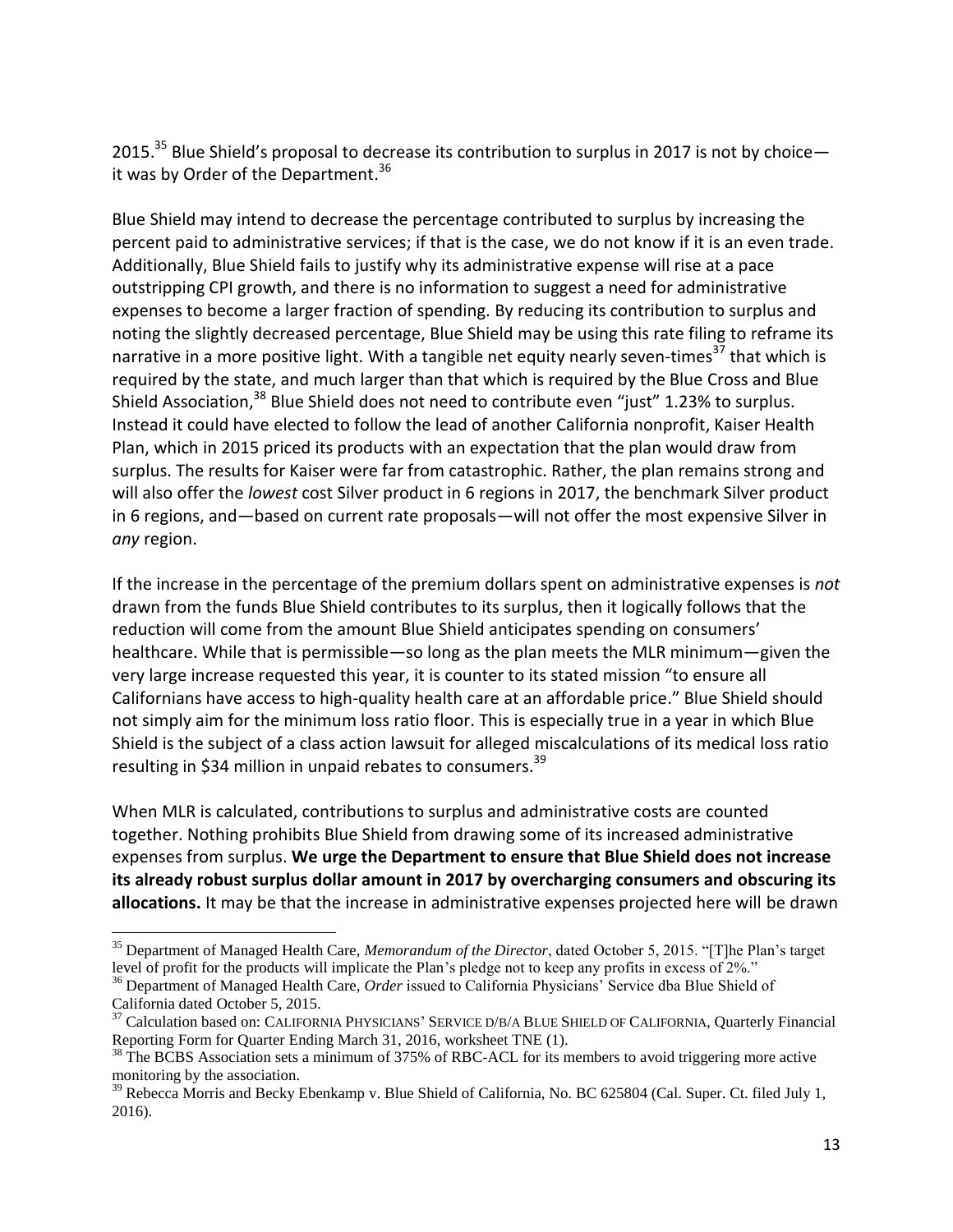2015.[35] Blue Shield's proposal to decrease its contribution to surplus in 2017 is not by choice—it was by Order of the Department.[36]

Blue Shield may intend to decrease the percentage contributed to surplus by increasing the percent paid to administrative services; if that is the case, we do not know if it is an even trade. Additionally, Blue Shield fails to justify why its administrative expense will rise at a pace outstripping CPI growth, and there is no information to suggest a need for administrative expenses to become a larger fraction of spending. By reducing its contribution to surplus and noting the slightly decreased percentage, Blue Shield may be using this rate filing to reframe its narrative in a more positive light. With a tangible net equity nearly seven-times[37] that which is required by the state, and much larger than that which is required by the Blue Cross and Blue Shield Association,[38] Blue Shield does not need to contribute even "just" 1.23% to surplus. Instead it could have elected to follow the lead of another California nonprofit, Kaiser Health Plan, which in 2015 priced its products with an expectation that the plan would draw from surplus. The results for Kaiser were far from catastrophic. Rather, the plan remains strong and will also offer the *lowest* cost Silver product in 6 regions in 2017, the benchmark Silver product in 6 regions, and—based on current rate proposals—will not offer the most expensive Silver in *any* region.

If the increase in the percentage of the premium dollars spent on administrative expenses is *not* drawn from the funds Blue Shield contributes to its surplus, then it logically follows that the reduction will come from the amount Blue Shield anticipates spending on consumers' healthcare. While that is permissible—so long as the plan meets the MLR minimum—given the very large increase requested this year, it is counter to its stated mission "to ensure all Californians have access to high-quality health care at an affordable price." Blue Shield should not simply aim for the minimum loss ratio floor. This is especially true in a year in which Blue Shield is the subject of a class action lawsuit for alleged miscalculations of its medical loss ratio resulting in $34 million in unpaid rebates to consumers.[39]

When MLR is calculated, contributions to surplus and administrative costs are counted together. Nothing prohibits Blue Shield from drawing some of its increased administrative expenses from surplus. **We urge the Department to ensure that Blue Shield does not increase its already robust surplus dollar amount in 2017 by overcharging consumers and obscuring its allocations.** It may be that the increase in administrative expenses projected here will be drawn

---

[35] Department of Managed Health Care, *Memorandum of the Director*, dated October 5, 2015. "[T]he Plan's target level of profit for the products will implicate the Plan's pledge not to keep any profits in excess of 2%."

[36] Department of Managed Health Care, *Order* issued to California Physicians' Service dba Blue Shield of California dated October 5, 2015.

[37] Calculation based on: CALIFORNIA PHYSICIANS' SERVICE D/B/A BLUE SHIELD OF CALIFORNIA, Quarterly Financial Reporting Form for Quarter Ending March 31, 2016, worksheet TNE (1).

[38] The BCBS Association sets a minimum of 375% of RBC-ACL for its members to avoid triggering more active monitoring by the association.

[39] Rebecca Morris and Becky Ebenkamp v. Blue Shield of California, No. BC 625804 (Cal. Super. Ct. filed July 1, 2016).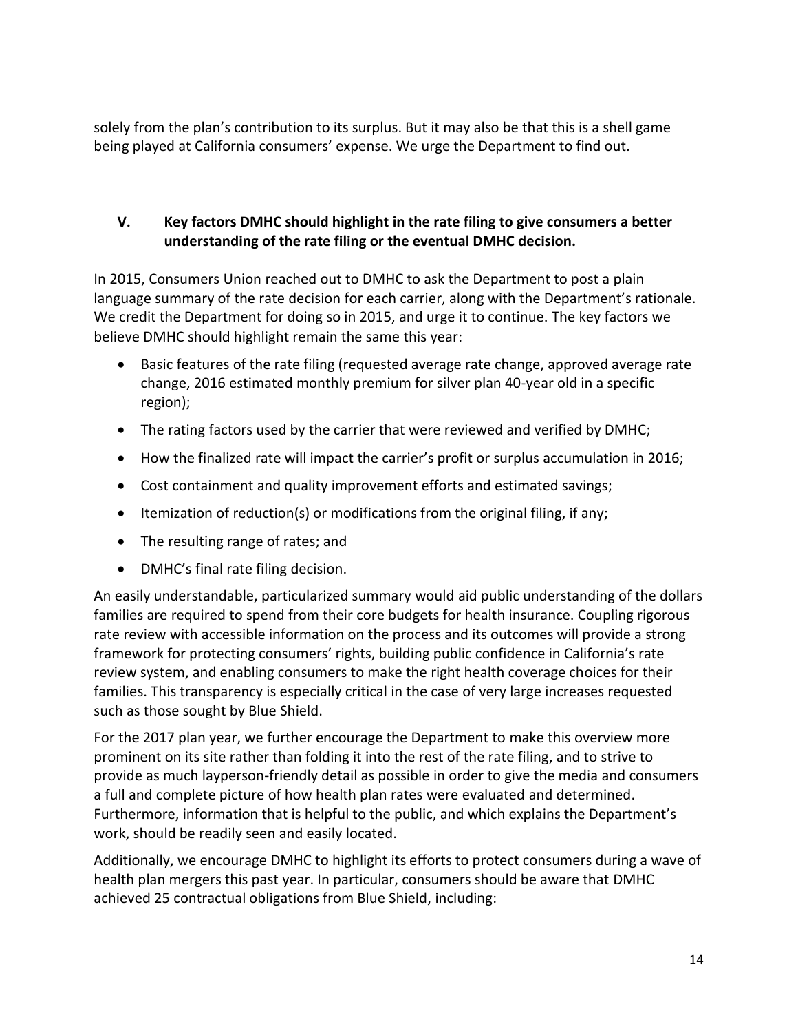solely from the plan's contribution to its surplus. But it may also be that this is a shell game being played at California consumers' expense. We urge the Department to find out.

## V. Key factors DMHC should highlight in the rate filing to give consumers a better understanding of the rate filing or the eventual DMHC decision.

In 2015, Consumers Union reached out to DMHC to ask the Department to post a plain language summary of the rate decision for each carrier, along with the Department's rationale. We credit the Department for doing so in 2015, and urge it to continue. The key factors we believe DMHC should highlight remain the same this year:

- Basic features of the rate filing (requested average rate change, approved average rate change, 2016 estimated monthly premium for silver plan 40-year old in a specific region);
- The rating factors used by the carrier that were reviewed and verified by DMHC;
- How the finalized rate will impact the carrier's profit or surplus accumulation in 2016;
- Cost containment and quality improvement efforts and estimated savings;
- Itemization of reduction(s) or modifications from the original filing, if any;
- The resulting range of rates; and
- DMHC's final rate filing decision.

An easily understandable, particularized summary would aid public understanding of the dollars families are required to spend from their core budgets for health insurance. Coupling rigorous rate review with accessible information on the process and its outcomes will provide a strong framework for protecting consumers' rights, building public confidence in California's rate review system, and enabling consumers to make the right health coverage choices for their families. This transparency is especially critical in the case of very large increases requested such as those sought by Blue Shield.

For the 2017 plan year, we further encourage the Department to make this overview more prominent on its site rather than folding it into the rest of the rate filing, and to strive to provide as much layperson-friendly detail as possible in order to give the media and consumers a full and complete picture of how health plan rates were evaluated and determined. Furthermore, information that is helpful to the public, and which explains the Department's work, should be readily seen and easily located.

Additionally, we encourage DMHC to highlight its efforts to protect consumers during a wave of health plan mergers this past year. In particular, consumers should be aware that DMHC achieved 25 contractual obligations from Blue Shield, including: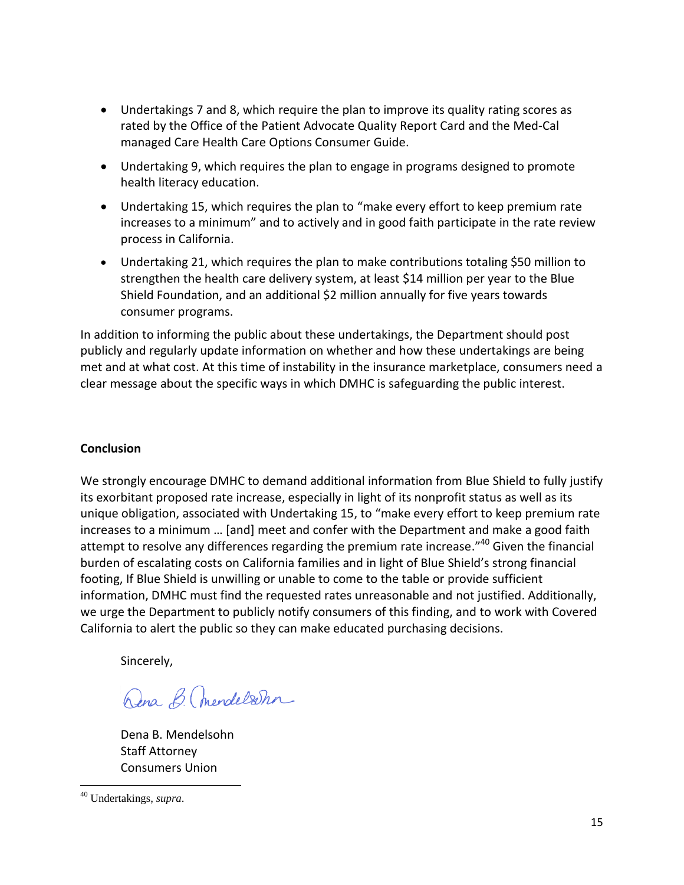- Undertakings 7 and 8, which require the plan to improve its quality rating scores as rated by the Office of the Patient Advocate Quality Report Card and the Med-Cal managed Care Health Care Options Consumer Guide.
- Undertaking 9, which requires the plan to engage in programs designed to promote health literacy education.
- Undertaking 15, which requires the plan to "make every effort to keep premium rate increases to a minimum" and to actively and in good faith participate in the rate review process in California.
- Undertaking 21, which requires the plan to make contributions totaling $50 million to strengthen the health care delivery system, at least $14 million per year to the Blue Shield Foundation, and an additional $2 million annually for five years towards consumer programs.

In addition to informing the public about these undertakings, the Department should post publicly and regularly update information on whether and how these undertakings are being met and at what cost. At this time of instability in the insurance marketplace, consumers need a clear message about the specific ways in which DMHC is safeguarding the public interest.

**Conclusion**

We strongly encourage DMHC to demand additional information from Blue Shield to fully justify its exorbitant proposed rate increase, especially in light of its nonprofit status as well as its unique obligation, associated with Undertaking 15, to "make every effort to keep premium rate increases to a minimum … [and] meet and confer with the Department and make a good faith attempt to resolve any differences regarding the premium rate increase."[40] Given the financial burden of escalating costs on California families and in light of Blue Shield's strong financial footing, If Blue Shield is unwilling or unable to come to the table or provide sufficient information, DMHC must find the requested rates unreasonable and not justified. Additionally, we urge the Department to publicly notify consumers of this finding, and to work with Covered California to alert the public so they can make educated purchasing decisions.

Sincerely,

Dena B. Mendelsohn
Staff Attorney
Consumers Union

[40] Undertakings, *supra*.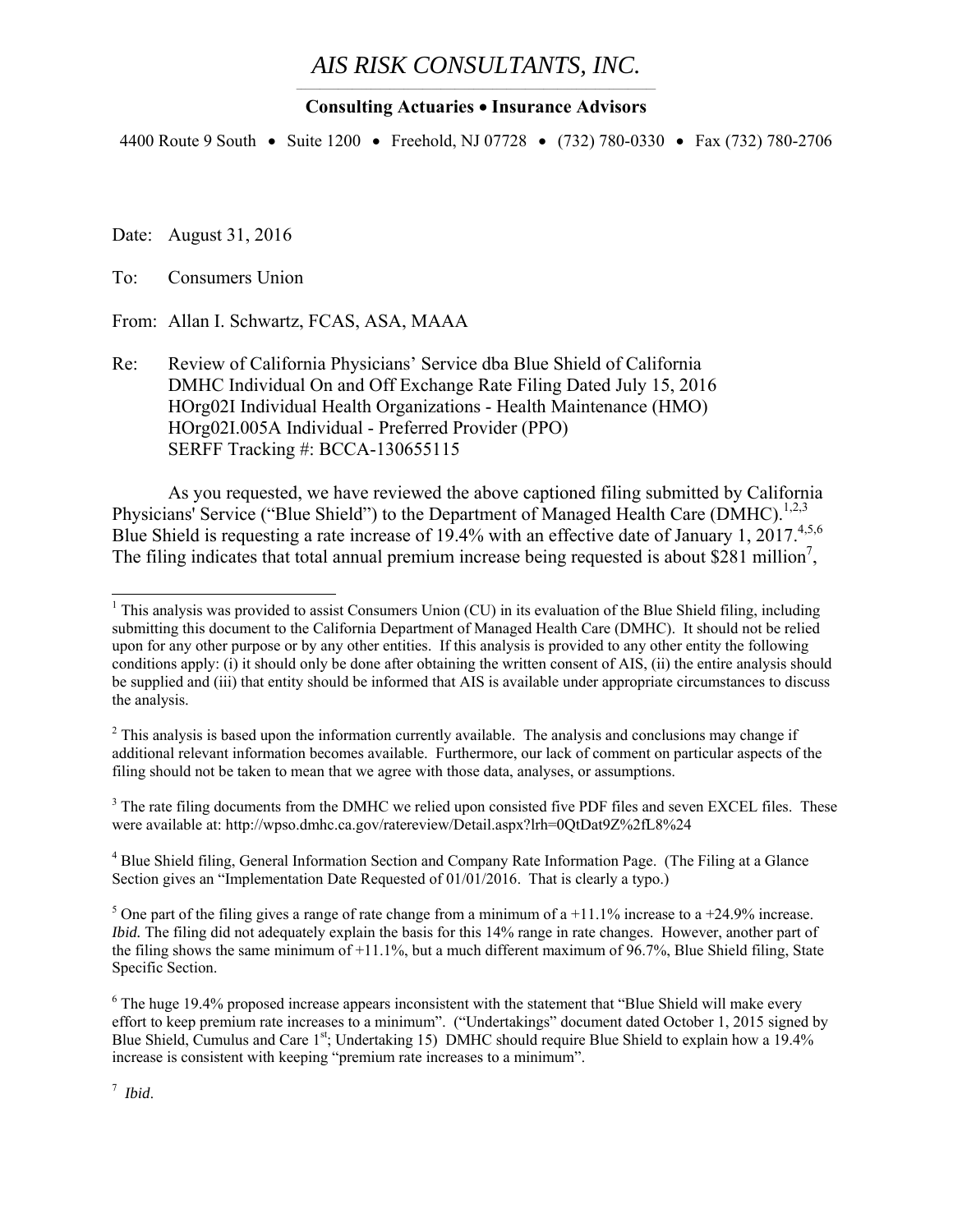# *AIS RISK CONSULTANTS, INC.*

**Consulting Actuaries • Insurance Advisors**

4400 Route 9 South • Suite 1200 • Freehold, NJ 07728 • (732) 780-0330 • Fax (732) 780-2706

Date: August 31, 2016

To: Consumers Union

From: Allan I. Schwartz, FCAS, ASA, MAAA

Re: Review of California Physicians' Service dba Blue Shield of California
DMHC Individual On and Off Exchange Rate Filing Dated July 15, 2016
HOrg02I Individual Health Organizations - Health Maintenance (HMO)
HOrg02I.005A Individual - Preferred Provider (PPO)
SERFF Tracking #: BCCA-130655115

As you requested, we have reviewed the above captioned filing submitted by California Physicians' Service ("Blue Shield") to the Department of Managed Health Care (DMHC).[1,2,3] Blue Shield is requesting a rate increase of 19.4% with an effective date of January 1, 2017.[4,5,6] The filing indicates that total annual premium increase being requested is about \$281 million[7],

---

[1] This analysis was provided to assist Consumers Union (CU) in its evaluation of the Blue Shield filing, including submitting this document to the California Department of Managed Health Care (DMHC). It should not be relied upon for any other purpose or by any other entities. If this analysis is provided to any other entity the following conditions apply: (i) it should only be done after obtaining the written consent of AIS, (ii) the entire analysis should be supplied and (iii) that entity should be informed that AIS is available under appropriate circumstances to discuss the analysis.

[2] This analysis is based upon the information currently available. The analysis and conclusions may change if additional relevant information becomes available. Furthermore, our lack of comment on particular aspects of the filing should not be taken to mean that we agree with those data, analyses, or assumptions.

[3] The rate filing documents from the DMHC we relied upon consisted five PDF files and seven EXCEL files. These were available at: http://wpso.dmhc.ca.gov/ratereview/Detail.aspx?lrh=0QtDat9Z%2fL8%24

[4] Blue Shield filing, General Information Section and Company Rate Information Page. (The Filing at a Glance Section gives an "Implementation Date Requested of 01/01/2016. That is clearly a typo.)

[5] One part of the filing gives a range of rate change from a minimum of a +11.1% increase to a +24.9% increase. *Ibid.* The filing did not adequately explain the basis for this 14% range in rate changes. However, another part of the filing shows the same minimum of +11.1%, but a much different maximum of 96.7%, Blue Shield filing, State Specific Section.

[6] The huge 19.4% proposed increase appears inconsistent with the statement that "Blue Shield will make every effort to keep premium rate increases to a minimum". ("Undertakings" document dated October 1, 2015 signed by Blue Shield, Cumulus and Care 1st; Undertaking 15) DMHC should require Blue Shield to explain how a 19.4% increase is consistent with keeping "premium rate increases to a minimum".

[7] *Ibid*.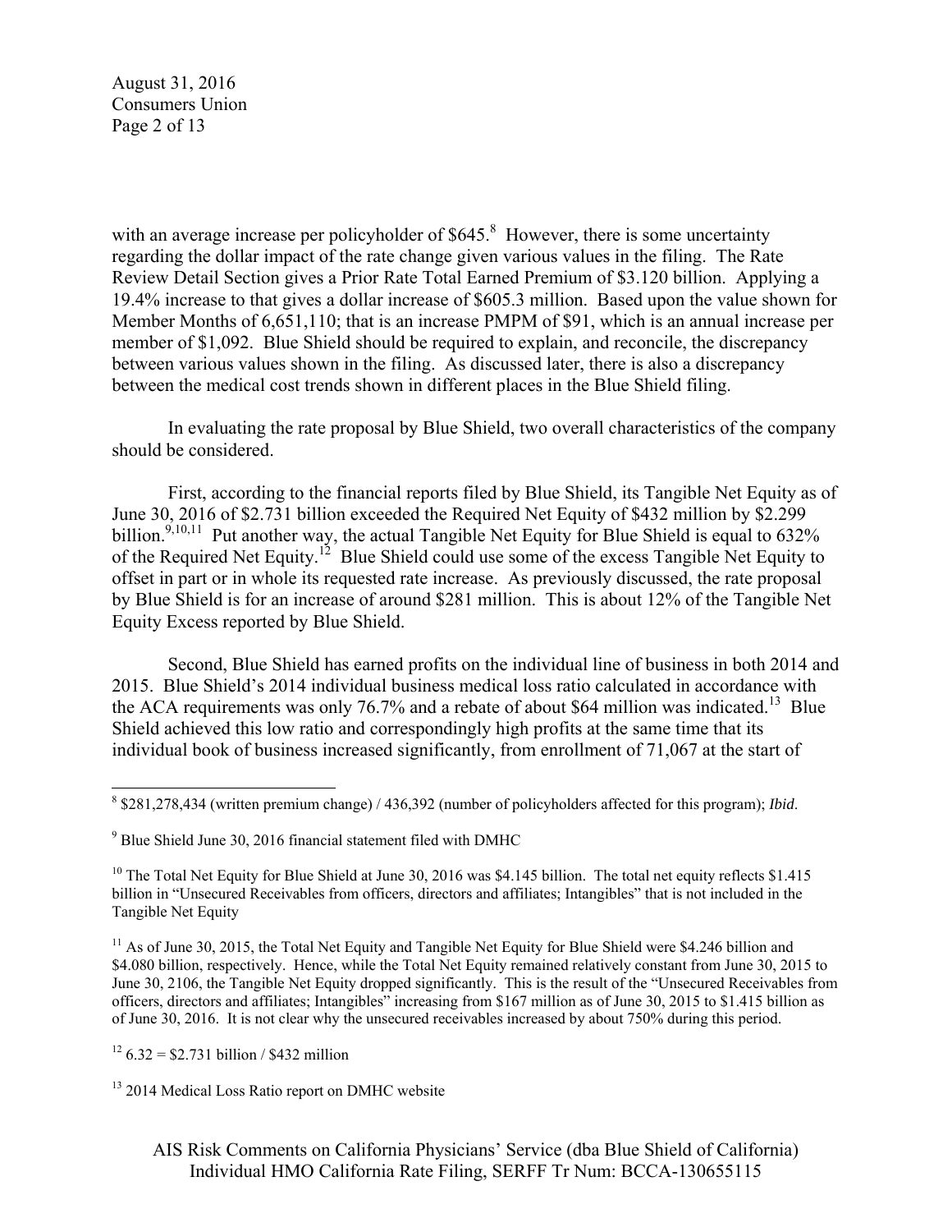with an average increase per policyholder of $645.[8] However, there is some uncertainty regarding the dollar impact of the rate change given various values in the filing. The Rate Review Detail Section gives a Prior Rate Total Earned Premium of $3.120 billion. Applying a 19.4% increase to that gives a dollar increase of $605.3 million. Based upon the value shown for Member Months of 6,651,110; that is an increase PMPM of $91, which is an annual increase per member of $1,092. Blue Shield should be required to explain, and reconcile, the discrepancy between various values shown in the filing. As discussed later, there is also a discrepancy between the medical cost trends shown in different places in the Blue Shield filing.

In evaluating the rate proposal by Blue Shield, two overall characteristics of the company should be considered.

First, according to the financial reports filed by Blue Shield, its Tangible Net Equity as of June 30, 2016 of $2.731 billion exceeded the Required Net Equity of $432 million by $2.299 billion.[9,10,11] Put another way, the actual Tangible Net Equity for Blue Shield is equal to 632% of the Required Net Equity.[12] Blue Shield could use some of the excess Tangible Net Equity to offset in part or in whole its requested rate increase. As previously discussed, the rate proposal by Blue Shield is for an increase of around $281 million. This is about 12% of the Tangible Net Equity Excess reported by Blue Shield.

Second, Blue Shield has earned profits on the individual line of business in both 2014 and 2015. Blue Shield's 2014 individual business medical loss ratio calculated in accordance with the ACA requirements was only 76.7% and a rebate of about $64 million was indicated.[13] Blue Shield achieved this low ratio and correspondingly high profits at the same time that its individual book of business increased significantly, from enrollment of 71,067 at the start of

---

[8] $281,278,434 (written premium change) / 436,392 (number of policyholders affected for this program); *Ibid*.

[9] Blue Shield June 30, 2016 financial statement filed with DMHC

[10] The Total Net Equity for Blue Shield at June 30, 2016 was $4.145 billion. The total net equity reflects $1.415 billion in "Unsecured Receivables from officers, directors and affiliates; Intangibles" that is not included in the Tangible Net Equity

[11] As of June 30, 2015, the Total Net Equity and Tangible Net Equity for Blue Shield were $4.246 billion and $4.080 billion, respectively. Hence, while the Total Net Equity remained relatively constant from June 30, 2015 to June 30, 2106, the Tangible Net Equity dropped significantly. This is the result of the "Unsecured Receivables from officers, directors and affiliates; Intangibles" increasing from $167 million as of June 30, 2015 to $1.415 billion as of June 30, 2016. It is not clear why the unsecured receivables increased by about 750% during this period.

[12] 6.32 = $2.731 billion / $432 million

[13] 2014 Medical Loss Ratio report on DMHC website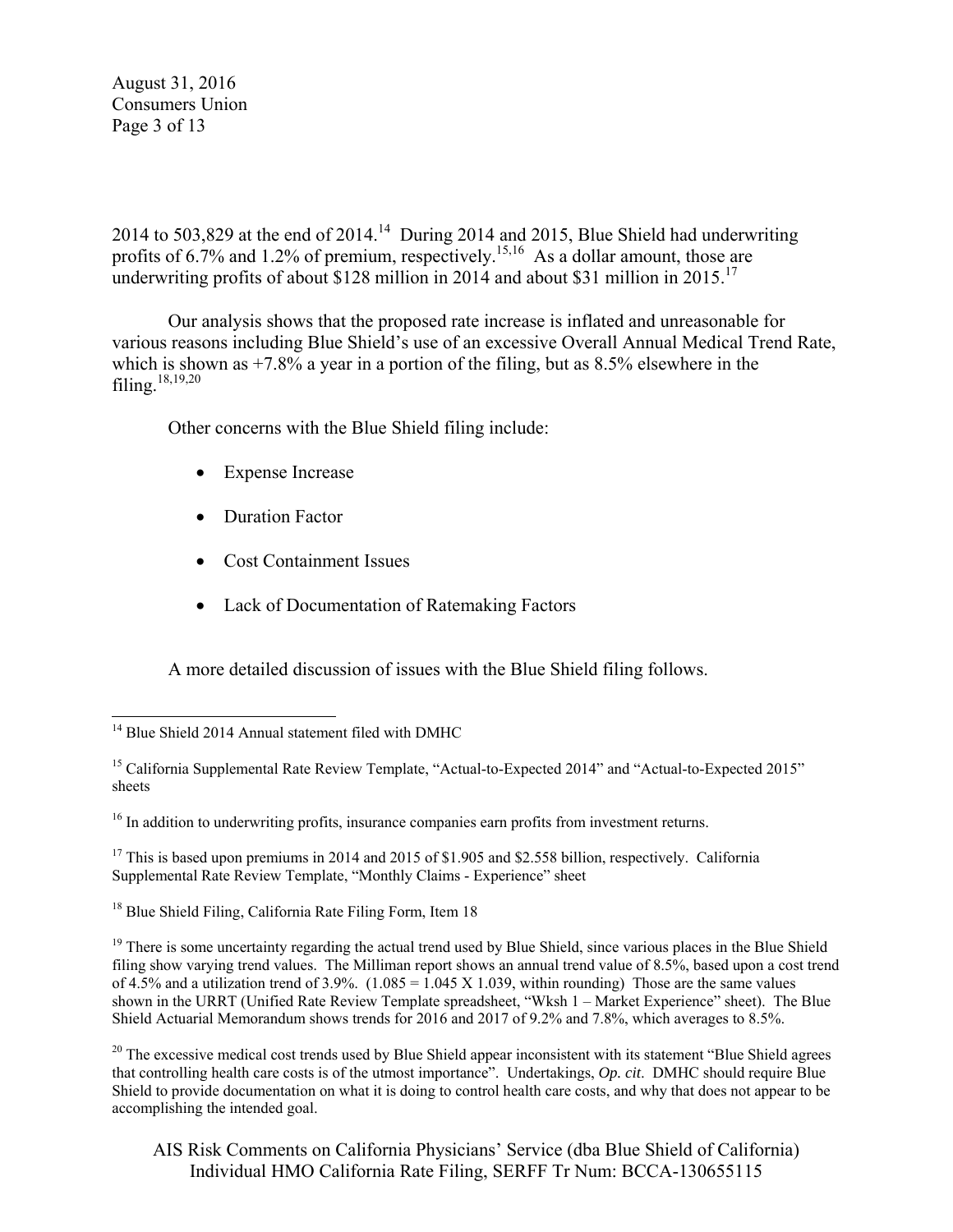2014 to 503,829 at the end of 2014.[14] During 2014 and 2015, Blue Shield had underwriting profits of 6.7% and 1.2% of premium, respectively.[15,16] As a dollar amount, those are underwriting profits of about \$128 million in 2014 and about \$31 million in 2015.[17]

Our analysis shows that the proposed rate increase is inflated and unreasonable for various reasons including Blue Shield's use of an excessive Overall Annual Medical Trend Rate, which is shown as +7.8% a year in a portion of the filing, but as 8.5% elsewhere in the filing.[18,19,20]

Other concerns with the Blue Shield filing include:

- Expense Increase
- Duration Factor
- Cost Containment Issues
- Lack of Documentation of Ratemaking Factors

A more detailed discussion of issues with the Blue Shield filing follows.

---

[14] Blue Shield 2014 Annual statement filed with DMHC

[15] California Supplemental Rate Review Template, "Actual-to-Expected 2014" and "Actual-to-Expected 2015" sheets

[16] In addition to underwriting profits, insurance companies earn profits from investment returns.

[17] This is based upon premiums in 2014 and 2015 of \$1.905 and \$2.558 billion, respectively. California Supplemental Rate Review Template, "Monthly Claims - Experience" sheet

[18] Blue Shield Filing, California Rate Filing Form, Item 18

[19] There is some uncertainty regarding the actual trend used by Blue Shield, since various places in the Blue Shield filing show varying trend values. The Milliman report shows an annual trend value of 8.5%, based upon a cost trend of 4.5% and a utilization trend of 3.9%. (1.085 = 1.045 X 1.039, within rounding) Those are the same values shown in the URRT (Unified Rate Review Template spreadsheet, "Wksh 1 – Market Experience" sheet). The Blue Shield Actuarial Memorandum shows trends for 2016 and 2017 of 9.2% and 7.8%, which averages to 8.5%.

[20] The excessive medical cost trends used by Blue Shield appear inconsistent with its statement "Blue Shield agrees that controlling health care costs is of the utmost importance". Undertakings, *Op. cit*. DMHC should require Blue Shield to provide documentation on what it is doing to control health care costs, and why that does not appear to be accomplishing the intended goal.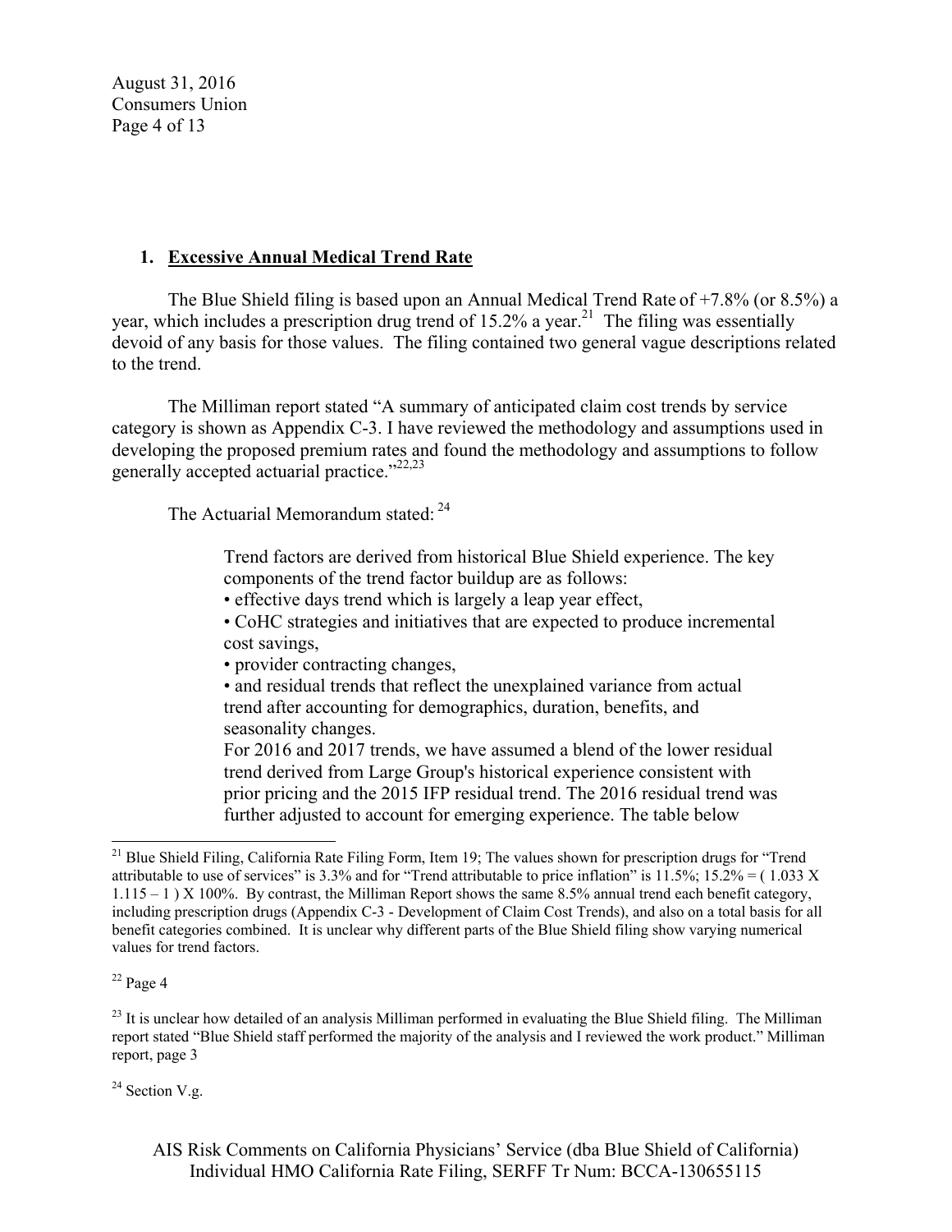### 1. **Excessive Annual Medical Trend Rate**

The Blue Shield filing is based upon an Annual Medical Trend Rate of +7.8% (or 8.5%) a year, which includes a prescription drug trend of 15.2% a year.[21] The filing was essentially devoid of any basis for those values. The filing contained two general vague descriptions related to the trend.

The Milliman report stated "A summary of anticipated claim cost trends by service category is shown as Appendix C-3. I have reviewed the methodology and assumptions used in developing the proposed premium rates and found the methodology and assumptions to follow generally accepted actuarial practice."[22,23]

The Actuarial Memorandum stated: [24]

> Trend factors are derived from historical Blue Shield experience. The key components of the trend factor buildup are as follows:
> • effective days trend which is largely a leap year effect,
> • CoHC strategies and initiatives that are expected to produce incremental cost savings,
> • provider contracting changes,
> • and residual trends that reflect the unexplained variance from actual trend after accounting for demographics, duration, benefits, and seasonality changes.
> For 2016 and 2017 trends, we have assumed a blend of the lower residual trend derived from Large Group's historical experience consistent with prior pricing and the 2015 IFP residual trend. The 2016 residual trend was further adjusted to account for emerging experience. The table below

---

[21] Blue Shield Filing, California Rate Filing Form, Item 19; The values shown for prescription drugs for "Trend attributable to use of services" is 3.3% and for "Trend attributable to price inflation" is 11.5%; 15.2% = ( 1.033 X 1.115 – 1 ) X 100%. By contrast, the Milliman Report shows the same 8.5% annual trend each benefit category, including prescription drugs (Appendix C-3 - Development of Claim Cost Trends), and also on a total basis for all benefit categories combined. It is unclear why different parts of the Blue Shield filing show varying numerical values for trend factors.

[22] Page 4

[23] It is unclear how detailed of an analysis Milliman performed in evaluating the Blue Shield filing. The Milliman report stated "Blue Shield staff performed the majority of the analysis and I reviewed the work product." Milliman report, page 3

[24] Section V.g.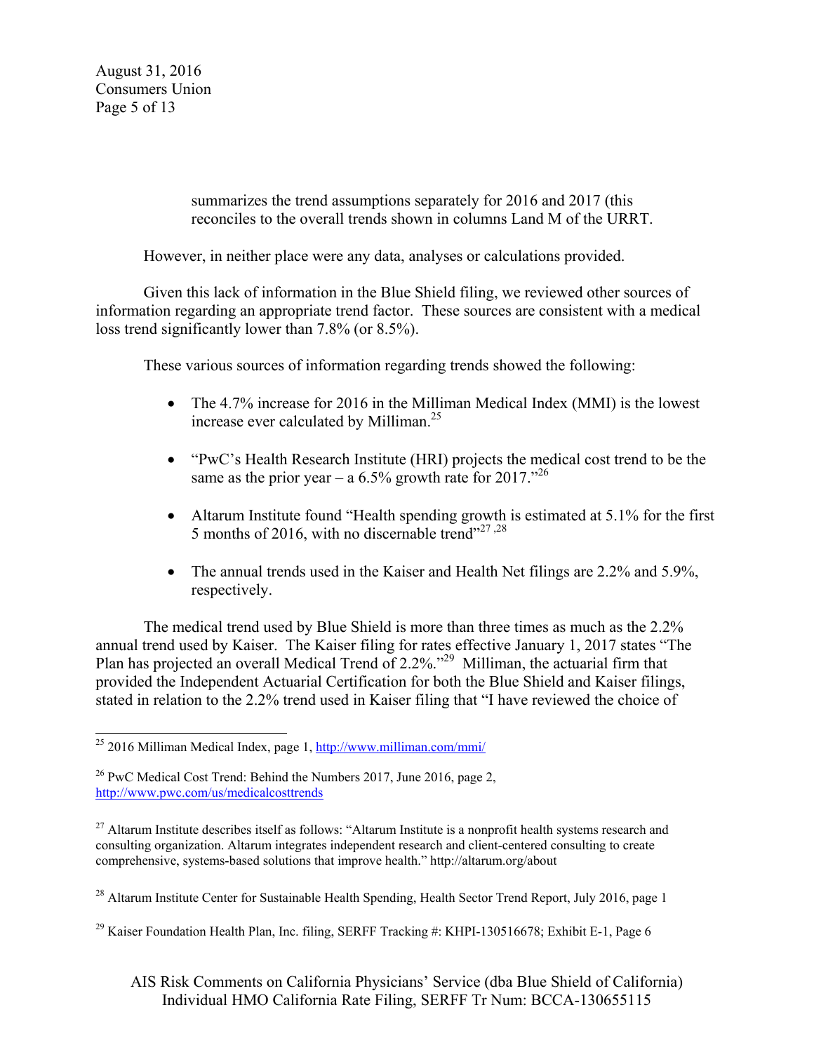summarizes the trend assumptions separately for 2016 and 2017 (this reconciles to the overall trends shown in columns Land M of the URRT.

However, in neither place were any data, analyses or calculations provided.

Given this lack of information in the Blue Shield filing, we reviewed other sources of information regarding an appropriate trend factor. These sources are consistent with a medical loss trend significantly lower than 7.8% (or 8.5%).

These various sources of information regarding trends showed the following:

- The 4.7% increase for 2016 in the Milliman Medical Index (MMI) is the lowest increase ever calculated by Milliman.[25]
- "PwC's Health Research Institute (HRI) projects the medical cost trend to be the same as the prior year – a 6.5% growth rate for 2017."[26]
- Altarum Institute found "Health spending growth is estimated at 5.1% for the first 5 months of 2016, with no discernable trend"[27,28]
- The annual trends used in the Kaiser and Health Net filings are 2.2% and 5.9%, respectively.

The medical trend used by Blue Shield is more than three times as much as the 2.2% annual trend used by Kaiser. The Kaiser filing for rates effective January 1, 2017 states "The Plan has projected an overall Medical Trend of 2.2%."[29] Milliman, the actuarial firm that provided the Independent Actuarial Certification for both the Blue Shield and Kaiser filings, stated in relation to the 2.2% trend used in Kaiser filing that "I have reviewed the choice of

---

[25] 2016 Milliman Medical Index, page 1, http://www.milliman.com/mmi/

[26] PwC Medical Cost Trend: Behind the Numbers 2017, June 2016, page 2, http://www.pwc.com/us/medicalcosttrends

[27] Altarum Institute describes itself as follows: "Altarum Institute is a nonprofit health systems research and consulting organization. Altarum integrates independent research and client-centered consulting to create comprehensive, systems-based solutions that improve health." http://altarum.org/about

[28] Altarum Institute Center for Sustainable Health Spending, Health Sector Trend Report, July 2016, page 1

[29] Kaiser Foundation Health Plan, Inc. filing, SERFF Tracking #: KHPI-130516678; Exhibit E-1, Page 6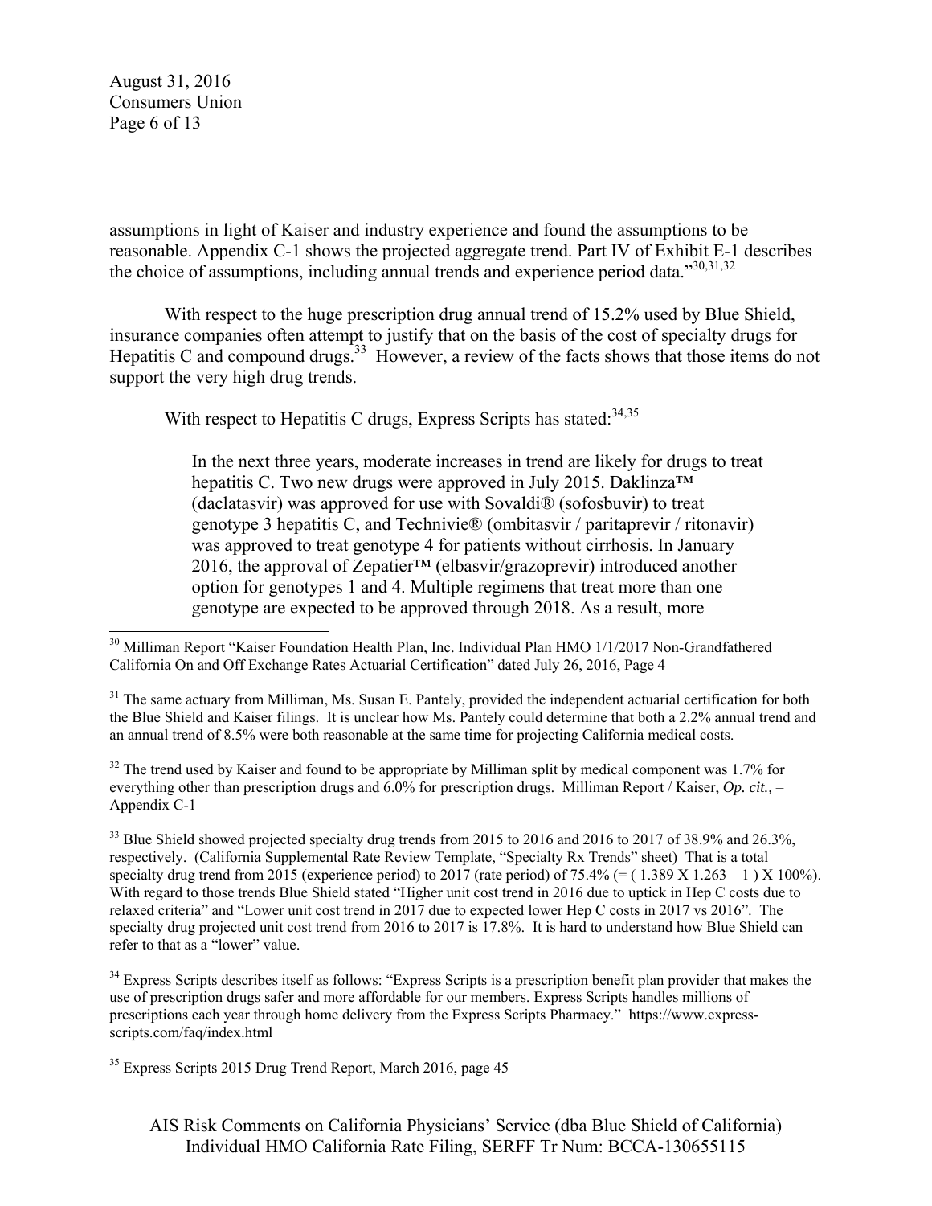assumptions in light of Kaiser and industry experience and found the assumptions to be reasonable. Appendix C-1 shows the projected aggregate trend. Part IV of Exhibit E-1 describes the choice of assumptions, including annual trends and experience period data."[30,31,32]

With respect to the huge prescription drug annual trend of 15.2% used by Blue Shield, insurance companies often attempt to justify that on the basis of the cost of specialty drugs for Hepatitis C and compound drugs.[33] However, a review of the facts shows that those items do not support the very high drug trends.

With respect to Hepatitis C drugs, Express Scripts has stated:[34,35]

> In the next three years, moderate increases in trend are likely for drugs to treat hepatitis C. Two new drugs were approved in July 2015. Daklinza™ (daclatasvir) was approved for use with Sovaldi® (sofosbuvir) to treat genotype 3 hepatitis C, and Technivie® (ombitasvir / paritaprevir / ritonavir) was approved to treat genotype 4 for patients without cirrhosis. In January 2016, the approval of Zepatier™ (elbasvir/grazoprevir) introduced another option for genotypes 1 and 4. Multiple regimens that treat more than one genotype are expected to be approved through 2018. As a result, more

---

[30] Milliman Report "Kaiser Foundation Health Plan, Inc. Individual Plan HMO 1/1/2017 Non-Grandfathered California On and Off Exchange Rates Actuarial Certification" dated July 26, 2016, Page 4

[31] The same actuary from Milliman, Ms. Susan E. Pantely, provided the independent actuarial certification for both the Blue Shield and Kaiser filings. It is unclear how Ms. Pantely could determine that both a 2.2% annual trend and an annual trend of 8.5% were both reasonable at the same time for projecting California medical costs.

[32] The trend used by Kaiser and found to be appropriate by Milliman split by medical component was 1.7% for everything other than prescription drugs and 6.0% for prescription drugs. Milliman Report / Kaiser, *Op. cit.,* – Appendix C-1

[33] Blue Shield showed projected specialty drug trends from 2015 to 2016 and 2016 to 2017 of 38.9% and 26.3%, respectively. (California Supplemental Rate Review Template, "Specialty Rx Trends" sheet) That is a total specialty drug trend from 2015 (experience period) to 2017 (rate period) of 75.4% (= ( 1.389 X 1.263 – 1 ) X 100%). With regard to those trends Blue Shield stated "Higher unit cost trend in 2016 due to uptick in Hep C costs due to relaxed criteria" and "Lower unit cost trend in 2017 due to expected lower Hep C costs in 2017 vs 2016". The specialty drug projected unit cost trend from 2016 to 2017 is 17.8%. It is hard to understand how Blue Shield can refer to that as a "lower" value.

[34] Express Scripts describes itself as follows: "Express Scripts is a prescription benefit plan provider that makes the use of prescription drugs safer and more affordable for our members. Express Scripts handles millions of prescriptions each year through home delivery from the Express Scripts Pharmacy." https://www.express-scripts.com/faq/index.html

[35] Express Scripts 2015 Drug Trend Report, March 2016, page 45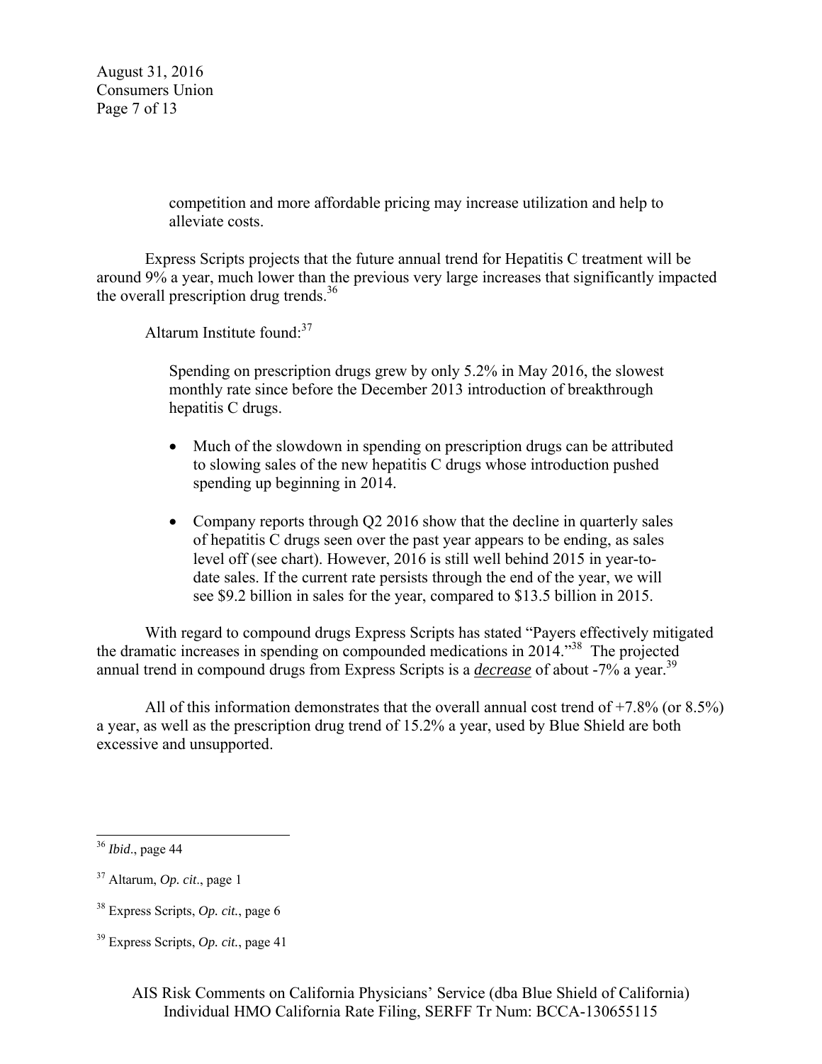competition and more affordable pricing may increase utilization and help to alleviate costs.

Express Scripts projects that the future annual trend for Hepatitis C treatment will be around 9% a year, much lower than the previous very large increases that significantly impacted the overall prescription drug trends.[36]

Altarum Institute found:[37]

> Spending on prescription drugs grew by only 5.2% in May 2016, the slowest monthly rate since before the December 2013 introduction of breakthrough hepatitis C drugs.
>
> - Much of the slowdown in spending on prescription drugs can be attributed to slowing sales of the new hepatitis C drugs whose introduction pushed spending up beginning in 2014.
> - Company reports through Q2 2016 show that the decline in quarterly sales of hepatitis C drugs seen over the past year appears to be ending, as sales level off (see chart). However, 2016 is still well behind 2015 in year-to-date sales. If the current rate persists through the end of the year, we will see $9.2 billion in sales for the year, compared to $13.5 billion in 2015.

With regard to compound drugs Express Scripts has stated "Payers effectively mitigated the dramatic increases in spending on compounded medications in 2014."[38] The projected annual trend in compound drugs from Express Scripts is a ***decrease*** of about -7% a year.[39]

All of this information demonstrates that the overall annual cost trend of +7.8% (or 8.5%) a year, as well as the prescription drug trend of 15.2% a year, used by Blue Shield are both excessive and unsupported.

---

[36] *Ibid*., page 44

[37] Altarum, *Op. cit*., page 1

[38] Express Scripts, *Op. cit.*, page 6

[39] Express Scripts, *Op. cit.*, page 41

AIS Risk Comments on California Physicians' Service (dba Blue Shield of California) Individual HMO California Rate Filing, SERFF Tr Num: BCCA-130655115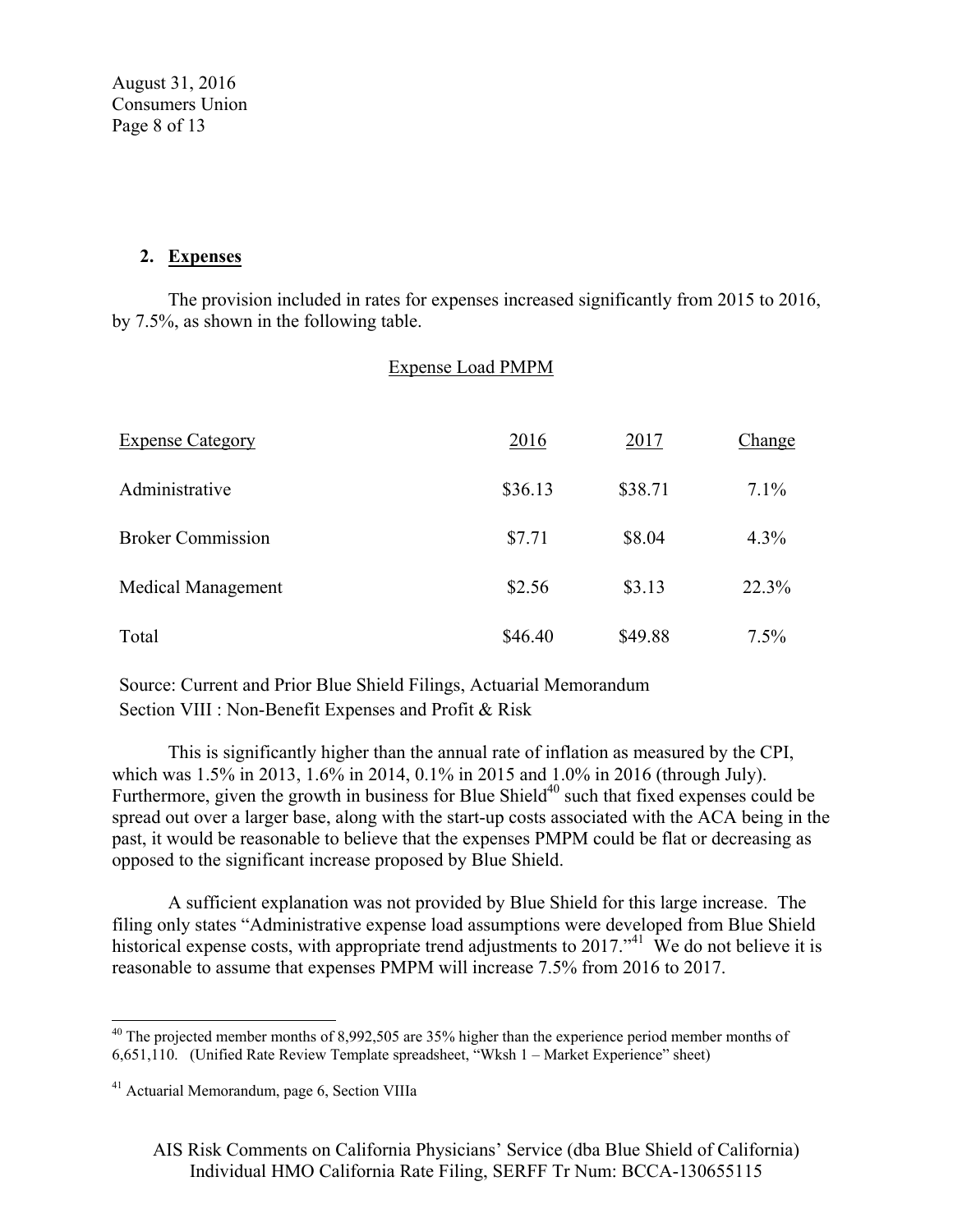## 2. Expenses

The provision included in rates for expenses increased significantly from 2015 to 2016, by 7.5%, as shown in the following table.

Expense Load PMPM

| Expense Category | 2016 | 2017 | Change |
|---|---|---|---|
| Administrative | $36.13 | $38.71 | 7.1% |
| Broker Commission | $7.71 | $8.04 | 4.3% |
| Medical Management | $2.56 | $3.13 | 22.3% |
| Total | $46.40 | $49.88 | 7.5% |

Source: Current and Prior Blue Shield Filings, Actuarial Memorandum Section VIII : Non-Benefit Expenses and Profit & Risk

This is significantly higher than the annual rate of inflation as measured by the CPI, which was 1.5% in 2013, 1.6% in 2014, 0.1% in 2015 and 1.0% in 2016 (through July). Furthermore, given the growth in business for Blue Shield[40] such that fixed expenses could be spread out over a larger base, along with the start-up costs associated with the ACA being in the past, it would be reasonable to believe that the expenses PMPM could be flat or decreasing as opposed to the significant increase proposed by Blue Shield.

A sufficient explanation was not provided by Blue Shield for this large increase. The filing only states "Administrative expense load assumptions were developed from Blue Shield historical expense costs, with appropriate trend adjustments to 2017."[41] We do not believe it is reasonable to assume that expenses PMPM will increase 7.5% from 2016 to 2017.

[40] The projected member months of 8,992,505 are 35% higher than the experience period member months of 6,651,110. (Unified Rate Review Template spreadsheet, "Wksh 1 – Market Experience" sheet)

[41] Actuarial Memorandum, page 6, Section VIIIa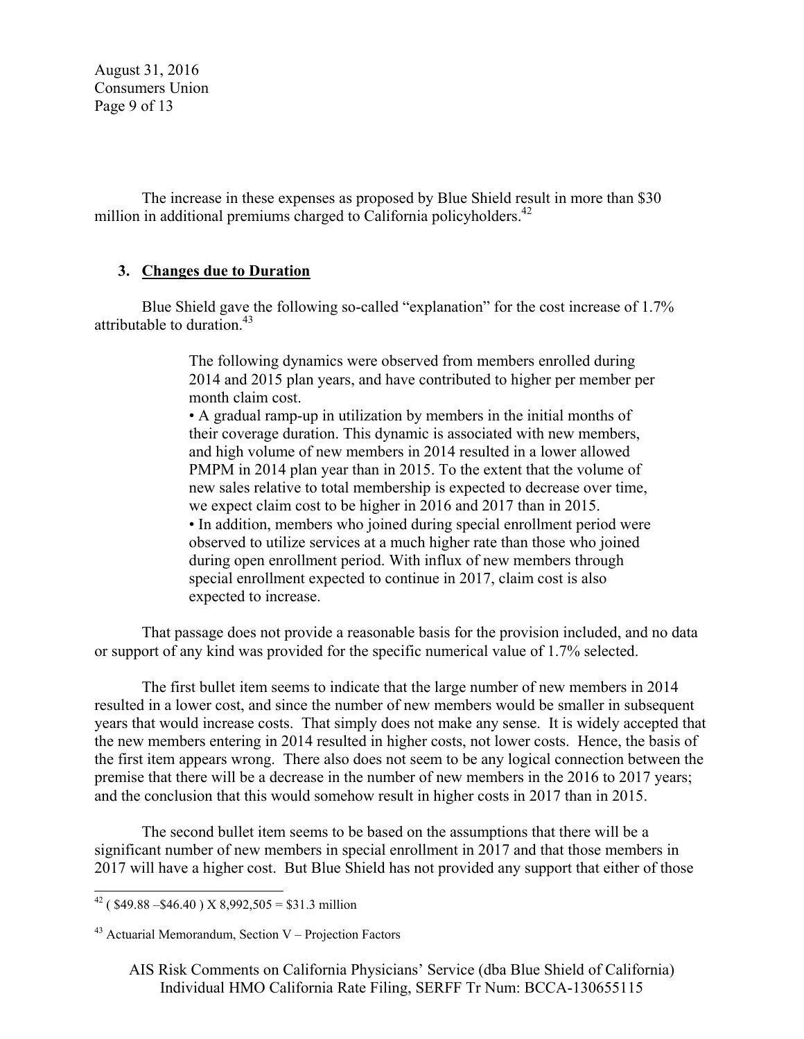The increase in these expenses as proposed by Blue Shield result in more than $30 million in additional premiums charged to California policyholders.[42]

### 3. Changes due to Duration

Blue Shield gave the following so-called "explanation" for the cost increase of 1.7% attributable to duration.[43]

> The following dynamics were observed from members enrolled during 2014 and 2015 plan years, and have contributed to higher per member per month claim cost.
>
> • A gradual ramp-up in utilization by members in the initial months of their coverage duration. This dynamic is associated with new members, and high volume of new members in 2014 resulted in a lower allowed PMPM in 2014 plan year than in 2015. To the extent that the volume of new sales relative to total membership is expected to decrease over time, we expect claim cost to be higher in 2016 and 2017 than in 2015.
>
> • In addition, members who joined during special enrollment period were observed to utilize services at a much higher rate than those who joined during open enrollment period. With influx of new members through special enrollment expected to continue in 2017, claim cost is also expected to increase.

That passage does not provide a reasonable basis for the provision included, and no data or support of any kind was provided for the specific numerical value of 1.7% selected.

The first bullet item seems to indicate that the large number of new members in 2014 resulted in a lower cost, and since the number of new members would be smaller in subsequent years that would increase costs. That simply does not make any sense. It is widely accepted that the new members entering in 2014 resulted in higher costs, not lower costs. Hence, the basis of the first item appears wrong. There also does not seem to be any logical connection between the premise that there will be a decrease in the number of new members in the 2016 to 2017 years; and the conclusion that this would somehow result in higher costs in 2017 than in 2015.

The second bullet item seems to be based on the assumptions that there will be a significant number of new members in special enrollment in 2017 and that those members in 2017 will have a higher cost. But Blue Shield has not provided any support that either of those

---

[42] ( $49.88 –$46.40 ) X 8,992,505 = $31.3 million

[43] Actuarial Memorandum, Section V – Projection Factors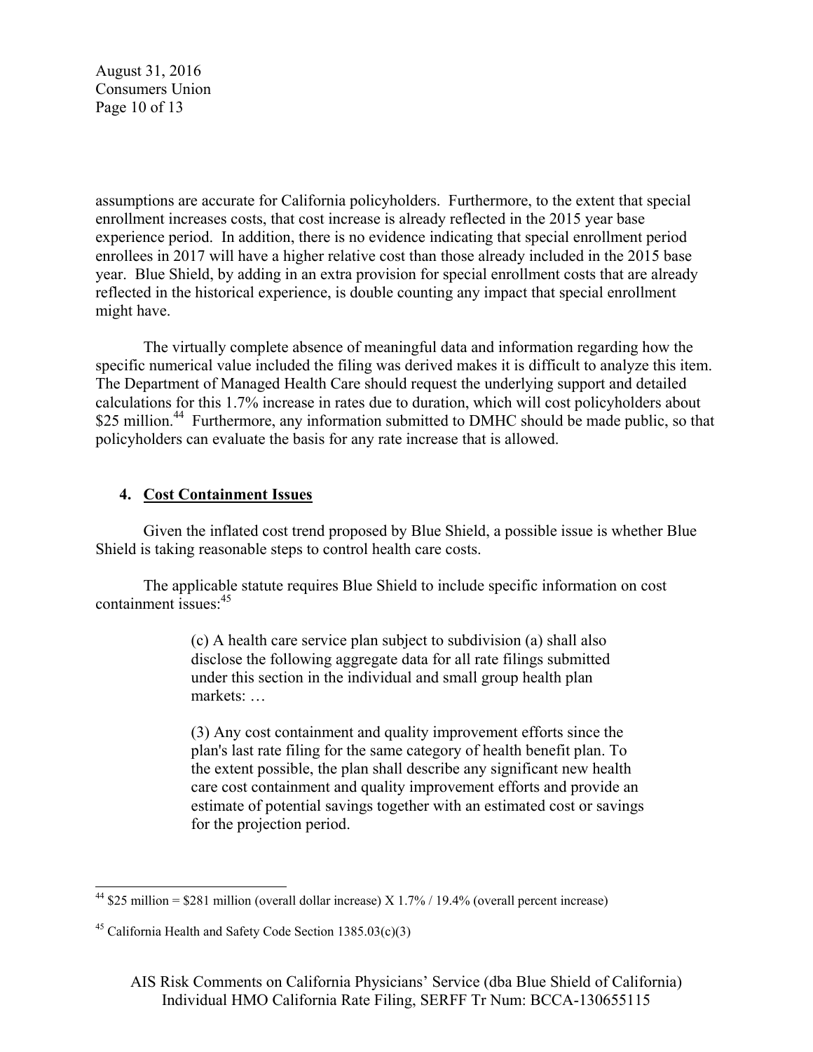assumptions are accurate for California policyholders. Furthermore, to the extent that special enrollment increases costs, that cost increase is already reflected in the 2015 year base experience period. In addition, there is no evidence indicating that special enrollment period enrollees in 2017 will have a higher relative cost than those already included in the 2015 base year. Blue Shield, by adding in an extra provision for special enrollment costs that are already reflected in the historical experience, is double counting any impact that special enrollment might have.

The virtually complete absence of meaningful data and information regarding how the specific numerical value included the filing was derived makes it is difficult to analyze this item. The Department of Managed Health Care should request the underlying support and detailed calculations for this 1.7% increase in rates due to duration, which will cost policyholders about $25 million.[44] Furthermore, any information submitted to DMHC should be made public, so that policyholders can evaluate the basis for any rate increase that is allowed.

### 4. **Cost Containment Issues**

Given the inflated cost trend proposed by Blue Shield, a possible issue is whether Blue Shield is taking reasonable steps to control health care costs.

The applicable statute requires Blue Shield to include specific information on cost containment issues:[45]

> (c) A health care service plan subject to subdivision (a) shall also disclose the following aggregate data for all rate filings submitted under this section in the individual and small group health plan markets: …
>
> (3) Any cost containment and quality improvement efforts since the plan's last rate filing for the same category of health benefit plan. To the extent possible, the plan shall describe any significant new health care cost containment and quality improvement efforts and provide an estimate of potential savings together with an estimated cost or savings for the projection period.

---

[44] $25 million = $281 million (overall dollar increase) X 1.7% / 19.4% (overall percent increase)

[45] California Health and Safety Code Section 1385.03(c)(3)

AIS Risk Comments on California Physicians' Service (dba Blue Shield of California) Individual HMO California Rate Filing, SERFF Tr Num: BCCA-130655115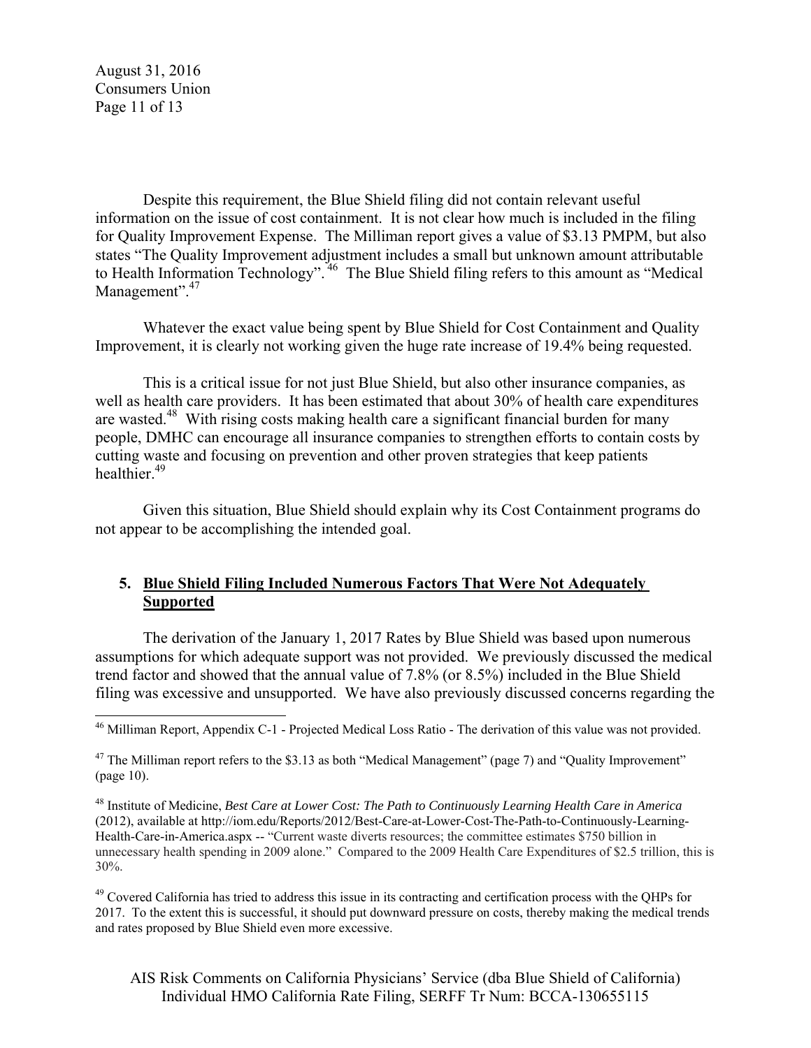Despite this requirement, the Blue Shield filing did not contain relevant useful information on the issue of cost containment. It is not clear how much is included in the filing for Quality Improvement Expense. The Milliman report gives a value of $3.13 PMPM, but also states "The Quality Improvement adjustment includes a small but unknown amount attributable to Health Information Technology".[46] The Blue Shield filing refers to this amount as "Medical Management".[47]

Whatever the exact value being spent by Blue Shield for Cost Containment and Quality Improvement, it is clearly not working given the huge rate increase of 19.4% being requested.

This is a critical issue for not just Blue Shield, but also other insurance companies, as well as health care providers. It has been estimated that about 30% of health care expenditures are wasted.[48] With rising costs making health care a significant financial burden for many people, DMHC can encourage all insurance companies to strengthen efforts to contain costs by cutting waste and focusing on prevention and other proven strategies that keep patients healthier.[49]

Given this situation, Blue Shield should explain why its Cost Containment programs do not appear to be accomplishing the intended goal.

## 5. <u>Blue Shield Filing Included Numerous Factors That Were Not Adequately Supported</u>

The derivation of the January 1, 2017 Rates by Blue Shield was based upon numerous assumptions for which adequate support was not provided. We previously discussed the medical trend factor and showed that the annual value of 7.8% (or 8.5%) included in the Blue Shield filing was excessive and unsupported. We have also previously discussed concerns regarding the

---

[46] Milliman Report, Appendix C-1 - Projected Medical Loss Ratio - The derivation of this value was not provided.

[47] The Milliman report refers to the $3.13 as both "Medical Management" (page 7) and "Quality Improvement" (page 10).

[48] Institute of Medicine, *Best Care at Lower Cost: The Path to Continuously Learning Health Care in America* (2012), available at http://iom.edu/Reports/2012/Best-Care-at-Lower-Cost-The-Path-to-Continuously-Learning-Health-Care-in-America.aspx -- "Current waste diverts resources; the committee estimates $750 billion in unnecessary health spending in 2009 alone." Compared to the 2009 Health Care Expenditures of $2.5 trillion, this is 30%.

[49] Covered California has tried to address this issue in its contracting and certification process with the QHPs for 2017. To the extent this is successful, it should put downward pressure on costs, thereby making the medical trends and rates proposed by Blue Shield even more excessive.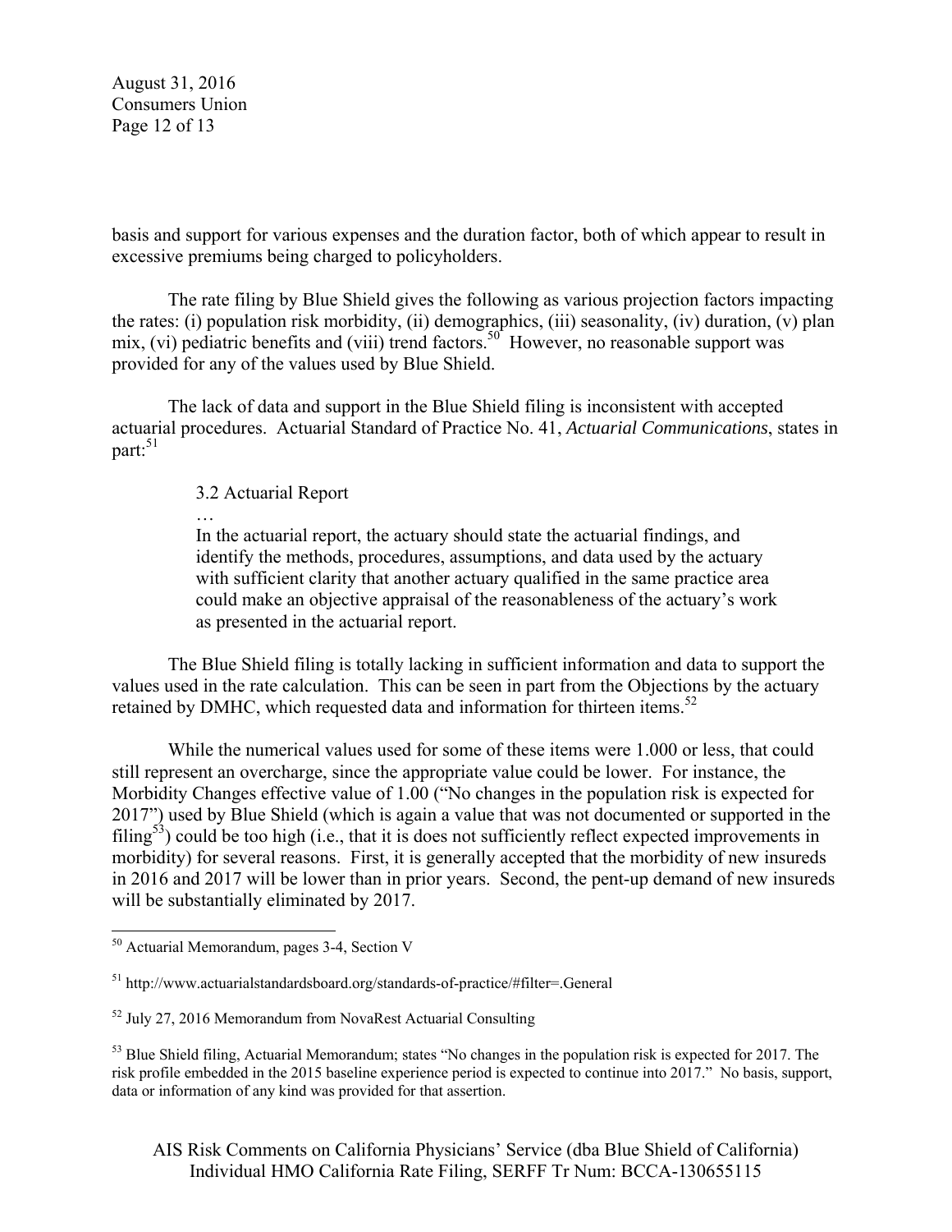basis and support for various expenses and the duration factor, both of which appear to result in excessive premiums being charged to policyholders.

The rate filing by Blue Shield gives the following as various projection factors impacting the rates: (i) population risk morbidity, (ii) demographics, (iii) seasonality, (iv) duration, (v) plan mix, (vi) pediatric benefits and (viii) trend factors.[50] However, no reasonable support was provided for any of the values used by Blue Shield.

The lack of data and support in the Blue Shield filing is inconsistent with accepted actuarial procedures. Actuarial Standard of Practice No. 41, *Actuarial Communications*, states in part:[51]

> 3.2 Actuarial Report
>
> …
>
> In the actuarial report, the actuary should state the actuarial findings, and identify the methods, procedures, assumptions, and data used by the actuary with sufficient clarity that another actuary qualified in the same practice area could make an objective appraisal of the reasonableness of the actuary's work as presented in the actuarial report.

The Blue Shield filing is totally lacking in sufficient information and data to support the values used in the rate calculation. This can be seen in part from the Objections by the actuary retained by DMHC, which requested data and information for thirteen items.[52]

While the numerical values used for some of these items were 1.000 or less, that could still represent an overcharge, since the appropriate value could be lower. For instance, the Morbidity Changes effective value of 1.00 ("No changes in the population risk is expected for 2017") used by Blue Shield (which is again a value that was not documented or supported in the filing[53]) could be too high (i.e., that it is does not sufficiently reflect expected improvements in morbidity) for several reasons. First, it is generally accepted that the morbidity of new insureds in 2016 and 2017 will be lower than in prior years. Second, the pent-up demand of new insureds will be substantially eliminated by 2017.

---

[50] Actuarial Memorandum, pages 3-4, Section V

[51] http://www.actuarialstandardsboard.org/standards-of-practice/#filter=.General

[52] July 27, 2016 Memorandum from NovaRest Actuarial Consulting

[53] Blue Shield filing, Actuarial Memorandum; states "No changes in the population risk is expected for 2017. The risk profile embedded in the 2015 baseline experience period is expected to continue into 2017." No basis, support, data or information of any kind was provided for that assertion.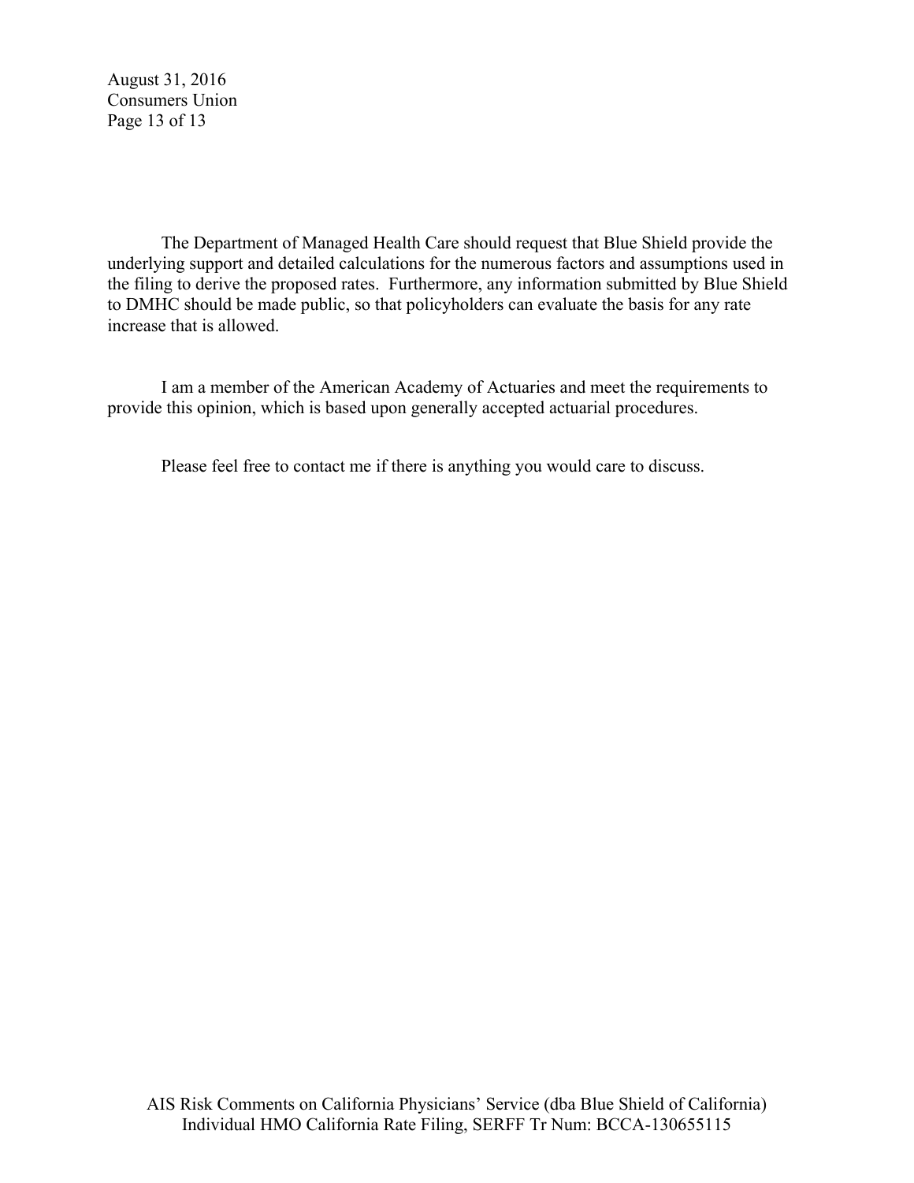The Department of Managed Health Care should request that Blue Shield provide the underlying support and detailed calculations for the numerous factors and assumptions used in the filing to derive the proposed rates. Furthermore, any information submitted by Blue Shield to DMHC should be made public, so that policyholders can evaluate the basis for any rate increase that is allowed.

I am a member of the American Academy of Actuaries and meet the requirements to provide this opinion, which is based upon generally accepted actuarial procedures.

Please feel free to contact me if there is anything you would care to discuss.